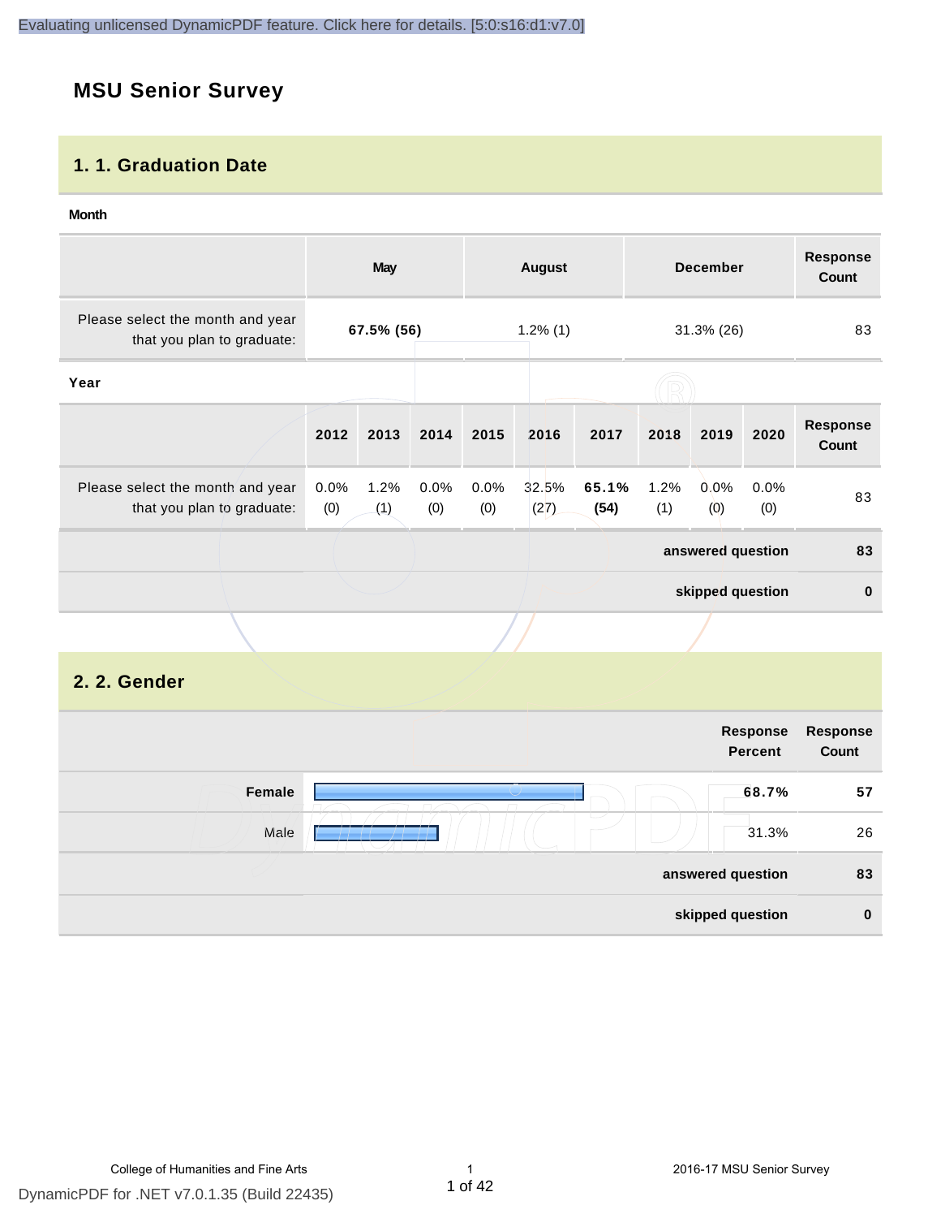# MSU Senior Survey

## 1. 1. Graduation Date

**Month**

| | May | August | December | Response Count |
|---|---|---|---|---|
| Please select the month and year that you plan to graduate: | **67.5% (56)** | 1.2% (1) | 31.3% (26) | 83 |

**Year**

| | 2012 | 2013 | 2014 | 2015 | 2016 | 2017 | 2018 | 2019 | 2020 | Response Count |
|---|---|---|---|---|---|---|---|---|---|---|
| Please select the month and year that you plan to graduate: | 0.0% (0) | 1.2% (1) | 0.0% (0) | 0.0% (0) | 32.5% (27) | **65.1% (54)** | 1.2% (1) | 0.0% (0) | 0.0% (0) | 83 |
| | | | | | | | | | **answered question** | **83** |
| | | | | | | | | | **skipped question** | **0** |

## 2. 2. Gender

| | Response Percent | Response Count |
|---|---|---|
| **Female** | **68.7%** | **57** |
| Male | 31.3% | 26 |
| **answered question** | | **83** |
| **skipped question** | | **0** |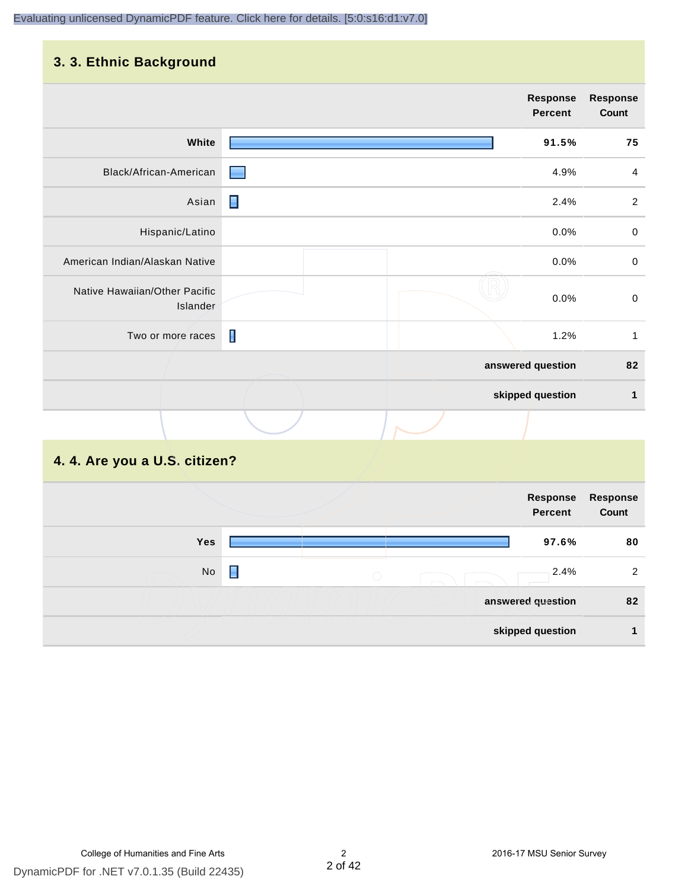## 3. 3. Ethnic Background

| | Response Percent | Response Count |
|---|---|---|
| **White** | **91.5%** | **75** |
| Black/African-American | 4.9% | 4 |
| Asian | 2.4% | 2 |
| Hispanic/Latino | 0.0% | 0 |
| American Indian/Alaskan Native | 0.0% | 0 |
| Native Hawaiian/Other Pacific Islander | 0.0% | 0 |
| Two or more races | 1.2% | 1 |
| | **answered question** | **82** |
| | **skipped question** | **1** |

## 4. 4. Are you a U.S. citizen?

| | Response Percent | Response Count |
|---|---|---|
| **Yes** | **97.6%** | **80** |
| No | 2.4% | 2 |
| | **answered question** | **82** |
| | **skipped question** | **1** |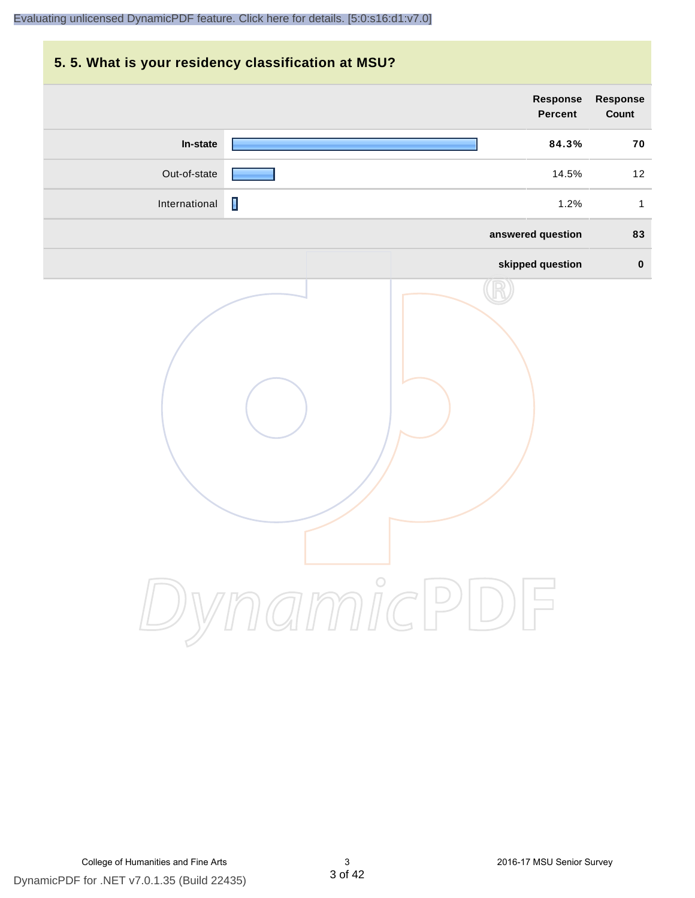## 5. 5. What is your residency classification at MSU?

| | Response Percent | Response Count |
|---|---|---|
| **In-state** | **84.3%** | **70** |
| Out-of-state | 14.5% | 12 |
| International | 1.2% | 1 |
| | **answered question** | **83** |
| | **skipped question** | **0** |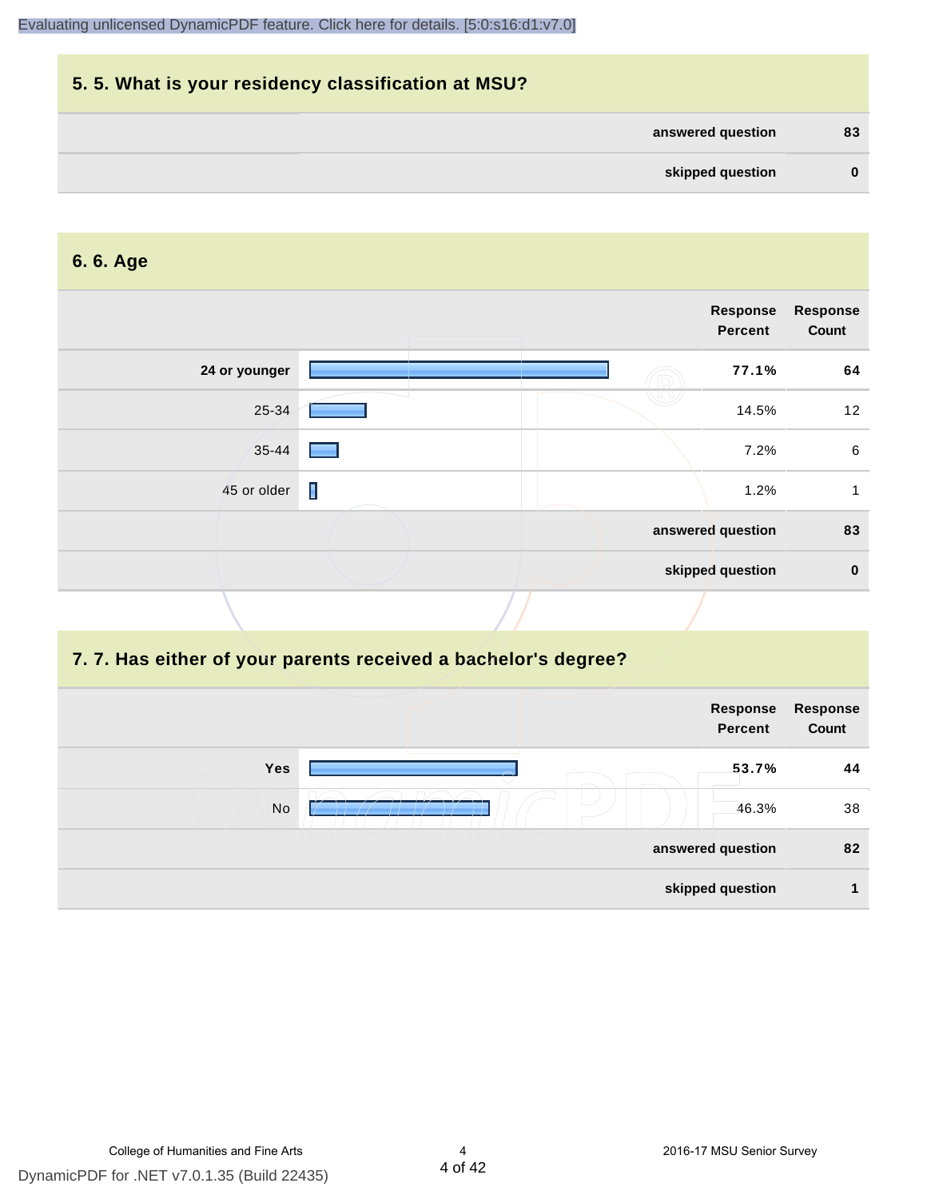## 5. 5. What is your residency classification at MSU?

| | |
|---|---|
| answered question | 83 |
| skipped question | 0 |

## 6. 6. Age

| | Response Percent | Response Count |
|---|---|---|
| **24 or younger** | **77.1%** | **64** |
| 25-34 | 14.5% | 12 |
| 35-44 | 7.2% | 6 |
| 45 or older | 1.2% | 1 |
| answered question | | 83 |
| skipped question | | 0 |

## 7. 7. Has either of your parents received a bachelor's degree?

| | Response Percent | Response Count |
|---|---|---|
| **Yes** | **53.7%** | **44** |
| No | 46.3% | 38 |
| answered question | | 82 |
| skipped question | | 1 |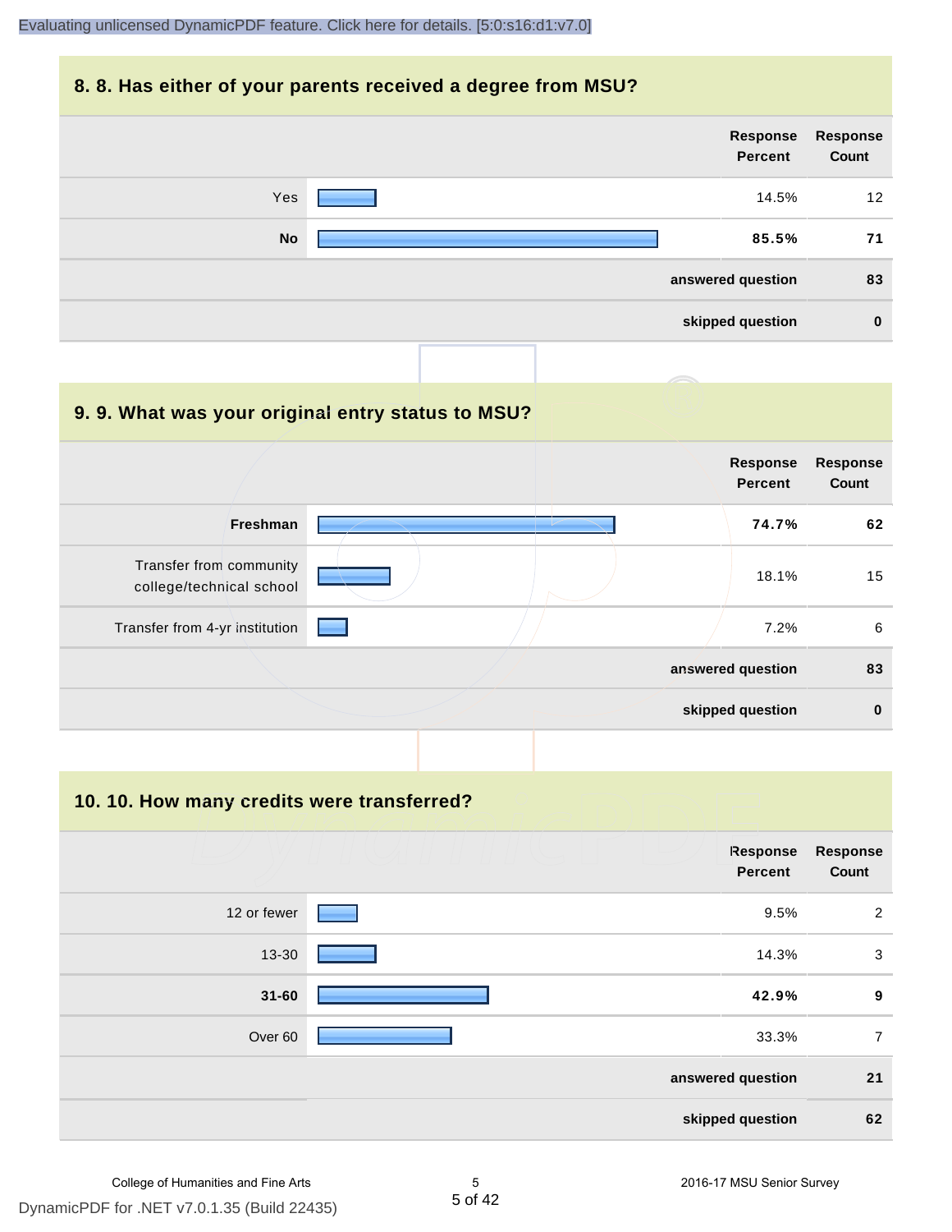## 8. 8. Has either of your parents received a degree from MSU?

| | Response Percent | Response Count |
|---|---|---|
| Yes | 14.5% | 12 |
| **No** | **85.5%** | **71** |
| | **answered question** | **83** |
| | **skipped question** | **0** |

## 9. 9. What was your original entry status to MSU?

| | Response Percent | Response Count |
|---|---|---|
| **Freshman** | **74.7%** | **62** |
| Transfer from community college/technical school | 18.1% | 15 |
| Transfer from 4-yr institution | 7.2% | 6 |
| | **answered question** | **83** |
| | **skipped question** | **0** |

## 10. 10. How many credits were transferred?

| | Response Percent | Response Count |
|---|---|---|
| 12 or fewer | 9.5% | 2 |
| 13-30 | 14.3% | 3 |
| **31-60** | **42.9%** | **9** |
| Over 60 | 33.3% | 7 |
| | **answered question** | **21** |
| | **skipped question** | **62** |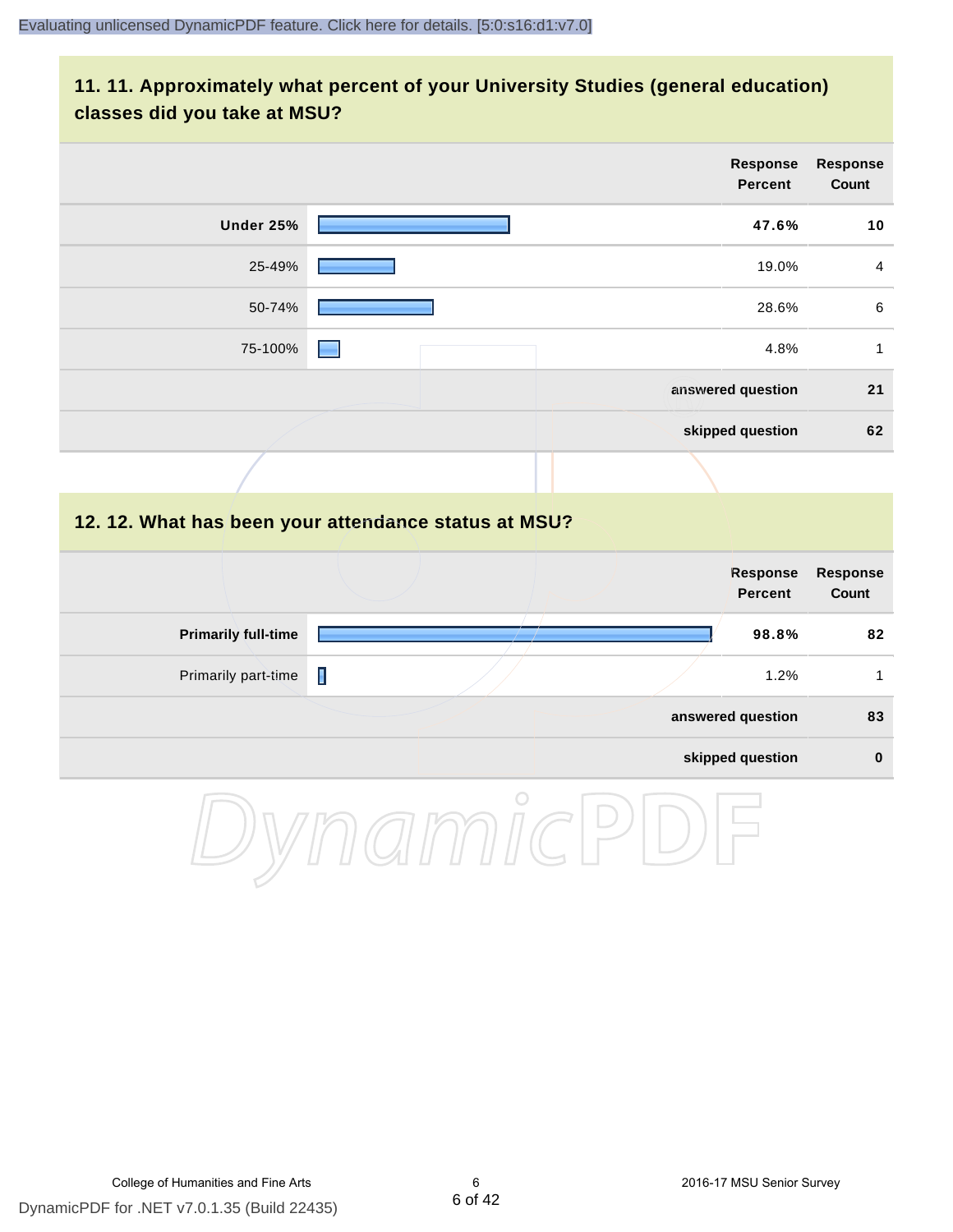## 11. 11. Approximately what percent of your University Studies (general education) classes did you take at MSU?

| | Response Percent | Response Count |
|---|---|---|
| **Under 25%** | **47.6%** | **10** |
| 25-49% | 19.0% | 4 |
| 50-74% | 28.6% | 6 |
| 75-100% | 4.8% | 1 |
| | **answered question** | **21** |
| | **skipped question** | **62** |

## 12. 12. What has been your attendance status at MSU?

| | Response Percent | Response Count |
|---|---|---|
| **Primarily full-time** | **98.8%** | **82** |
| Primarily part-time | 1.2% | 1 |
| | **answered question** | **83** |
| | **skipped question** | **0** |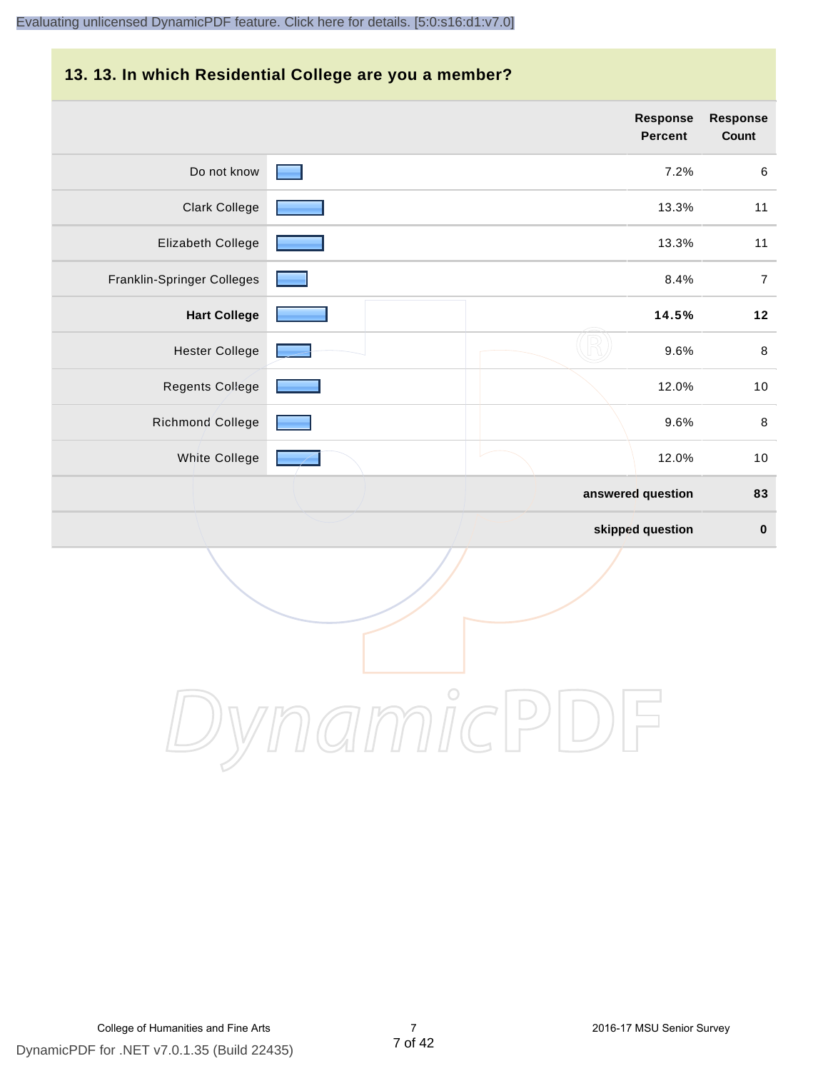## 13. 13. In which Residential College are you a member?

| | Response Percent | Response Count |
|---|---|---|
| Do not know | 7.2% | 6 |
| Clark College | 13.3% | 11 |
| Elizabeth College | 13.3% | 11 |
| Franklin-Springer Colleges | 8.4% | 7 |
| **Hart College** | **14.5%** | **12** |
| Hester College | 9.6% | 8 |
| Regents College | 12.0% | 10 |
| Richmond College | 9.6% | 8 |
| White College | 12.0% | 10 |
| | **answered question** | **83** |
| | **skipped question** | **0** |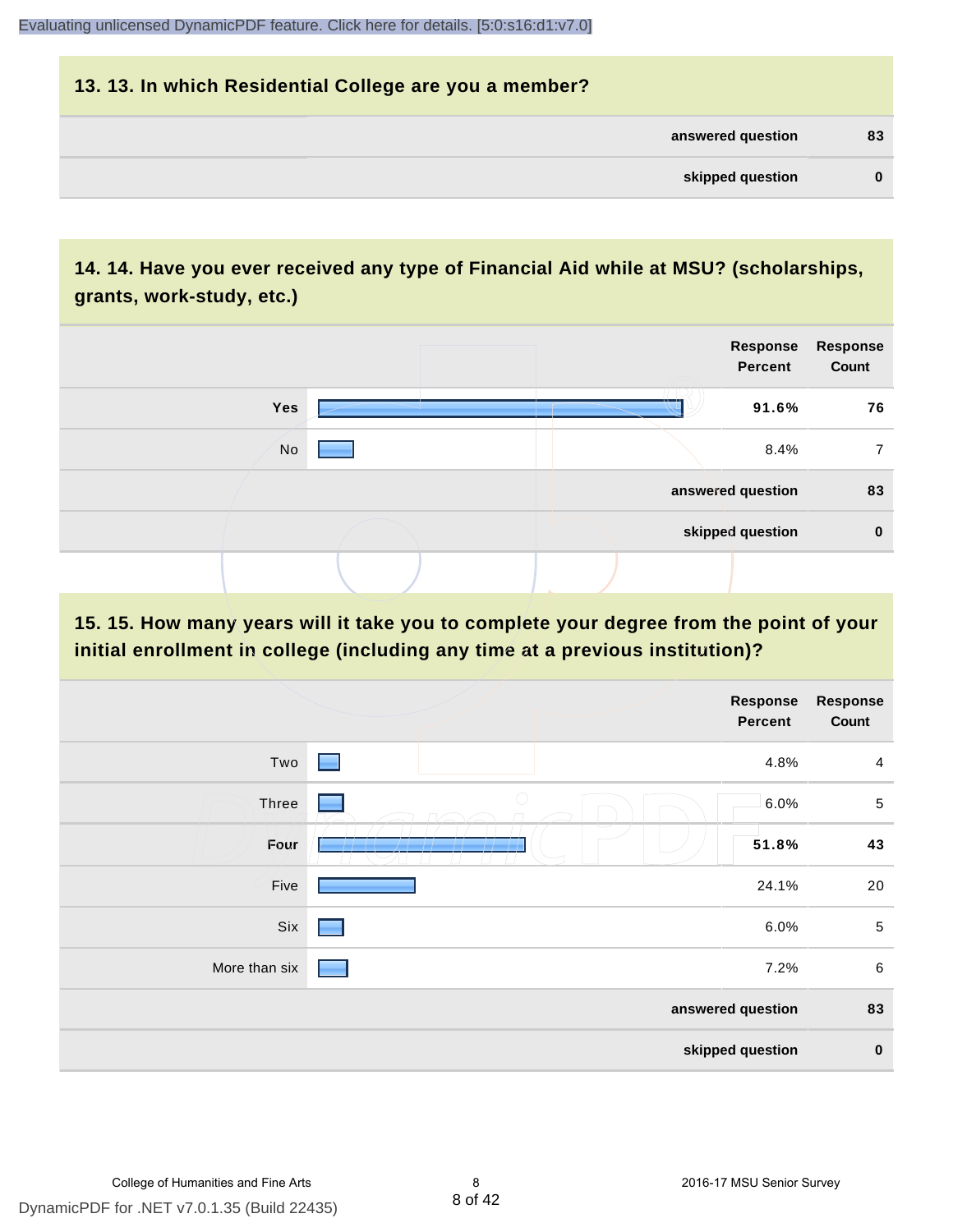## 13. 13. In which Residential College are you a member?

| | |
|---|---|
| answered question | 83 |
| skipped question | 0 |

## 14. 14. Have you ever received any type of Financial Aid while at MSU? (scholarships, grants, work-study, etc.)

| | Response Percent | Response Count |
|---|---|---|
| Yes | 91.6% | 76 |
| No | 8.4% | 7 |
| answered question | | 83 |
| skipped question | | 0 |

## 15. 15. How many years will it take you to complete your degree from the point of your initial enrollment in college (including any time at a previous institution)?

| | Response Percent | Response Count |
|---|---|---|
| Two | 4.8% | 4 |
| Three | 6.0% | 5 |
| Four | 51.8% | 43 |
| Five | 24.1% | 20 |
| Six | 6.0% | 5 |
| More than six | 7.2% | 6 |
| answered question | | 83 |
| skipped question | | 0 |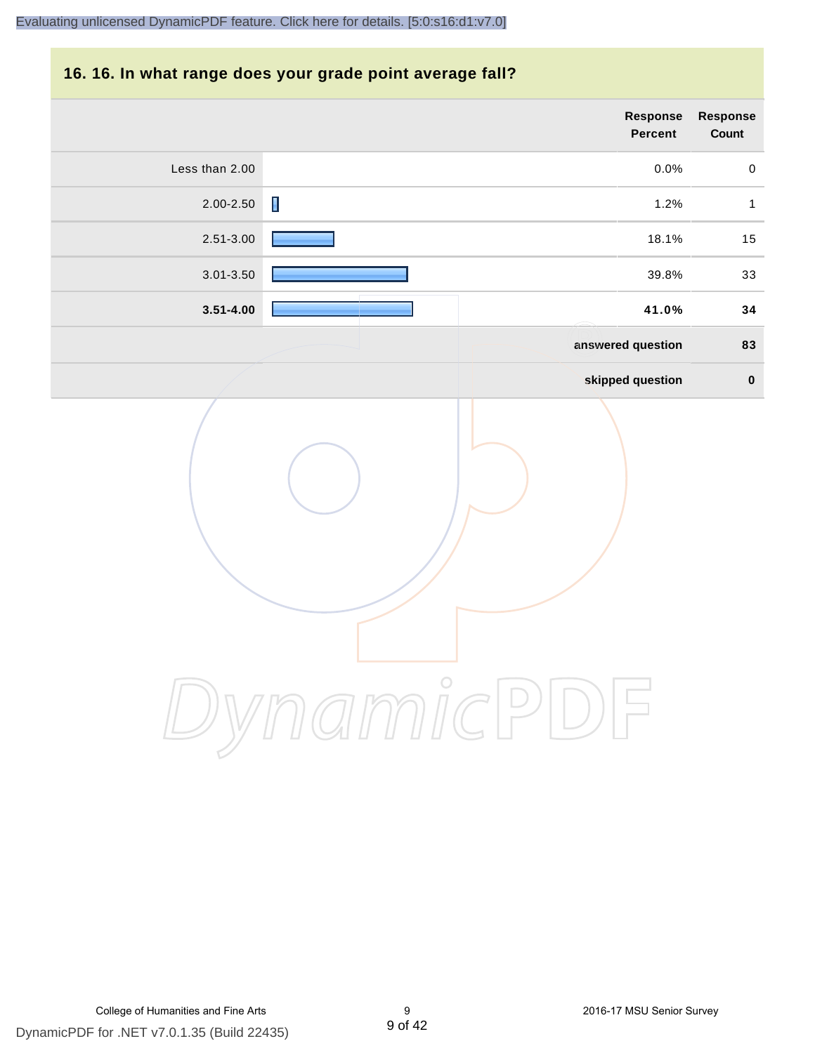## 16. 16. In what range does your grade point average fall?

| | Response Percent | Response Count |
|---|---|---|
| Less than 2.00 | 0.0% | 0 |
| 2.00-2.50 | 1.2% | 1 |
| 2.51-3.00 | 18.1% | 15 |
| 3.01-3.50 | 39.8% | 33 |
| **3.51-4.00** | **41.0%** | **34** |
| | **answered question** | **83** |
| | **skipped question** | **0** |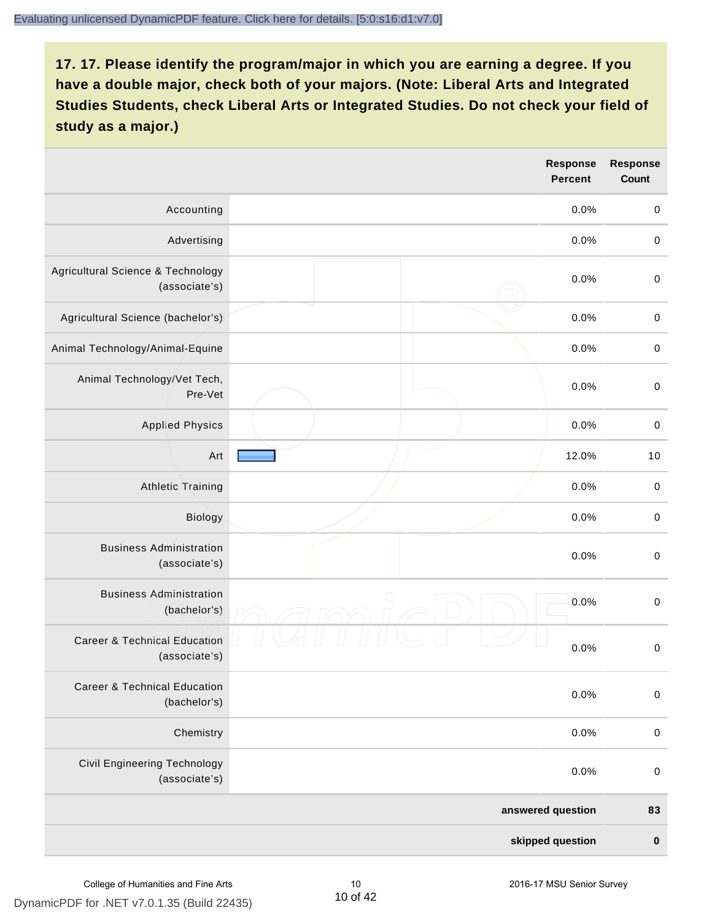**17. 17. Please identify the program/major in which you are earning a degree. If you have a double major, check both of your majors. (Note: Liberal Arts and Integrated Studies Students, check Liberal Arts or Integrated Studies. Do not check your field of study as a major.)**

| | Response Percent | Response Count |
|---|---|---|
| Accounting | 0.0% | 0 |
| Advertising | 0.0% | 0 |
| Agricultural Science & Technology (associate's) | 0.0% | 0 |
| Agricultural Science (bachelor's) | 0.0% | 0 |
| Animal Technology/Animal-Equine | 0.0% | 0 |
| Animal Technology/Vet Tech, Pre-Vet | 0.0% | 0 |
| Applied Physics | 0.0% | 0 |
| Art | 12.0% | 10 |
| Athletic Training | 0.0% | 0 |
| Biology | 0.0% | 0 |
| Business Administration (associate's) | 0.0% | 0 |
| Business Administration (bachelor's) | 0.0% | 0 |
| Career & Technical Education (associate's) | 0.0% | 0 |
| Career & Technical Education (bachelor's) | 0.0% | 0 |
| Chemistry | 0.0% | 0 |
| Civil Engineering Technology (associate's) | 0.0% | 0 |
| **answered question** | | **83** |
| **skipped question** | | **0** |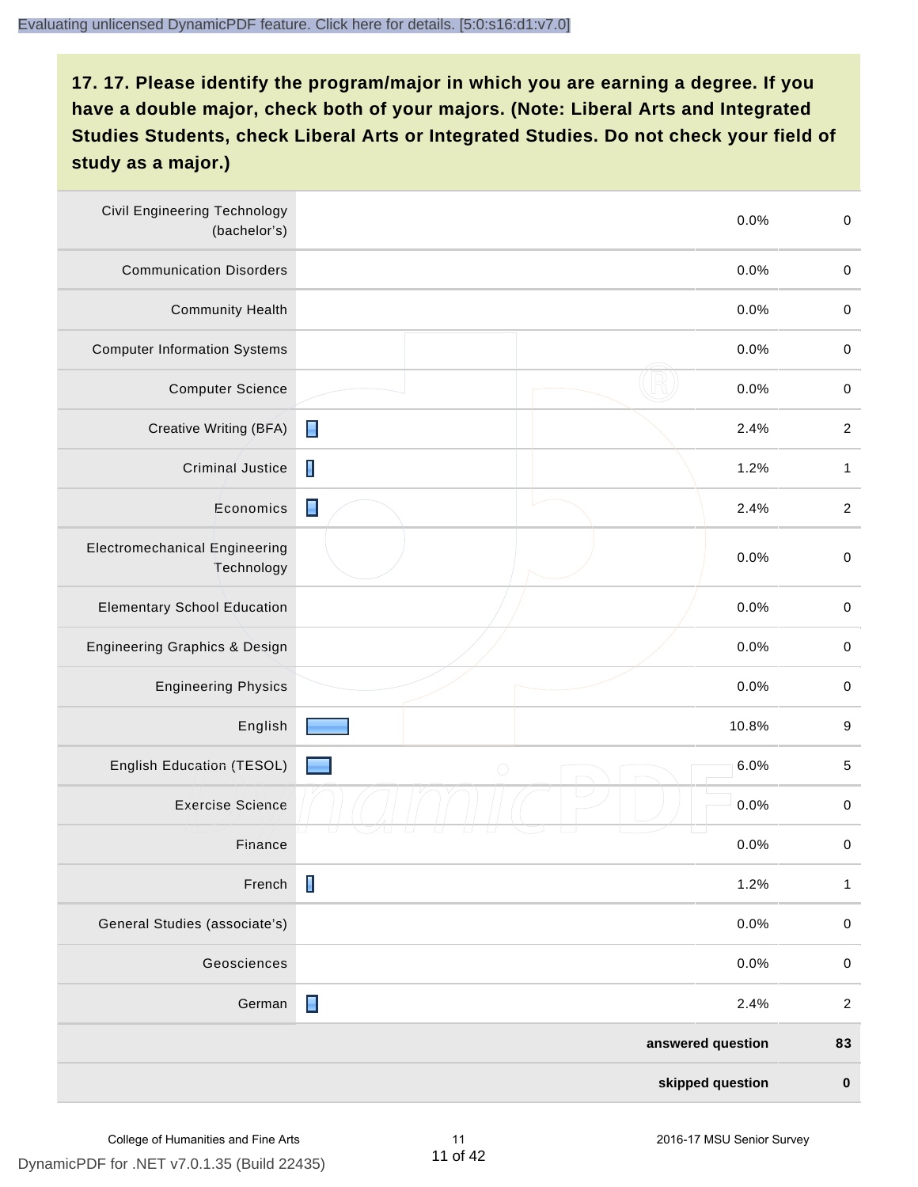## 17. 17. Please identify the program/major in which you are earning a degree. If you have a double major, check both of your majors. (Note: Liberal Arts and Integrated Studies Students, check Liberal Arts or Integrated Studies. Do not check your field of study as a major.)

| Program/Major | Response Percent | Response Count |
|---|---|---|
| Civil Engineering Technology (bachelor's) | 0.0% | 0 |
| Communication Disorders | 0.0% | 0 |
| Community Health | 0.0% | 0 |
| Computer Information Systems | 0.0% | 0 |
| Computer Science | 0.0% | 0 |
| Creative Writing (BFA) | 2.4% | 2 |
| Criminal Justice | 1.2% | 1 |
| Economics | 2.4% | 2 |
| Electromechanical Engineering Technology | 0.0% | 0 |
| Elementary School Education | 0.0% | 0 |
| Engineering Graphics & Design | 0.0% | 0 |
| Engineering Physics | 0.0% | 0 |
| English | 10.8% | 9 |
| English Education (TESOL) | 6.0% | 5 |
| Exercise Science | 0.0% | 0 |
| Finance | 0.0% | 0 |
| French | 1.2% | 1 |
| General Studies (associate's) | 0.0% | 0 |
| Geosciences | 0.0% | 0 |
| German | 2.4% | 2 |
| | **answered question** | **83** |
| | **skipped question** | **0** |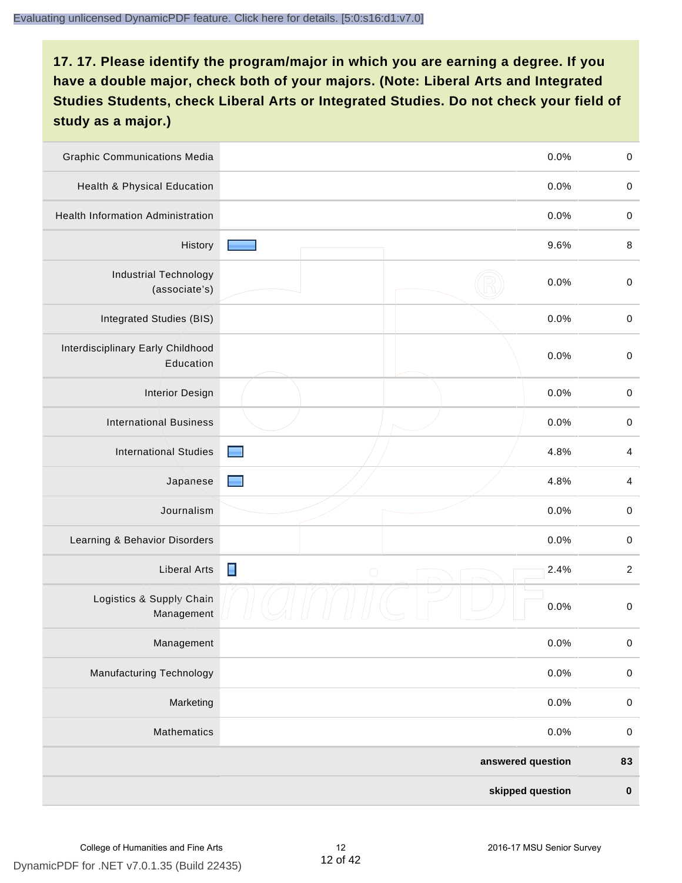**17. 17. Please identify the program/major in which you are earning a degree. If you have a double major, check both of your majors. (Note: Liberal Arts and Integrated Studies Students, check Liberal Arts or Integrated Studies. Do not check your field of study as a major.)**

| Program/Major | Percent | Count |
|---|---|---|
| Graphic Communications Media | 0.0% | 0 |
| Health & Physical Education | 0.0% | 0 |
| Health Information Administration | 0.0% | 0 |
| History | 9.6% | 8 |
| Industrial Technology (associate's) | 0.0% | 0 |
| Integrated Studies (BIS) | 0.0% | 0 |
| Interdisciplinary Early Childhood Education | 0.0% | 0 |
| Interior Design | 0.0% | 0 |
| International Business | 0.0% | 0 |
| International Studies | 4.8% | 4 |
| Japanese | 4.8% | 4 |
| Journalism | 0.0% | 0 |
| Learning & Behavior Disorders | 0.0% | 0 |
| Liberal Arts | 2.4% | 2 |
| Logistics & Supply Chain Management | 0.0% | 0 |
| Management | 0.0% | 0 |
| Manufacturing Technology | 0.0% | 0 |
| Marketing | 0.0% | 0 |
| Mathematics | 0.0% | 0 |
| **answered question** | | **83** |
| **skipped question** | | **0** |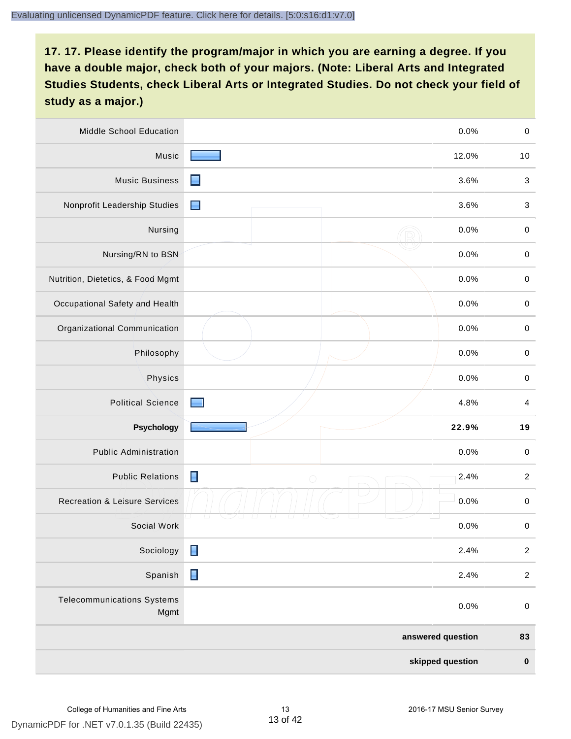## 17. 17. Please identify the program/major in which you are earning a degree. If you have a double major, check both of your majors. (Note: Liberal Arts and Integrated Studies Students, check Liberal Arts or Integrated Studies. Do not check your field of study as a major.)

| Program/Major | Percent | Count |
|---|---|---|
| Middle School Education | 0.0% | 0 |
| Music | 12.0% | 10 |
| Music Business | 3.6% | 3 |
| Nonprofit Leadership Studies | 3.6% | 3 |
| Nursing | 0.0% | 0 |
| Nursing/RN to BSN | 0.0% | 0 |
| Nutrition, Dietetics, & Food Mgmt | 0.0% | 0 |
| Occupational Safety and Health | 0.0% | 0 |
| Organizational Communication | 0.0% | 0 |
| Philosophy | 0.0% | 0 |
| Physics | 0.0% | 0 |
| Political Science | 4.8% | 4 |
| **Psychology** | **22.9%** | **19** |
| Public Administration | 0.0% | 0 |
| Public Relations | 2.4% | 2 |
| Recreation & Leisure Services | 0.0% | 0 |
| Social Work | 0.0% | 0 |
| Sociology | 2.4% | 2 |
| Spanish | 2.4% | 2 |
| Telecommunications Systems Mgmt | 0.0% | 0 |
| | **answered question** | **83** |
| | **skipped question** | **0** |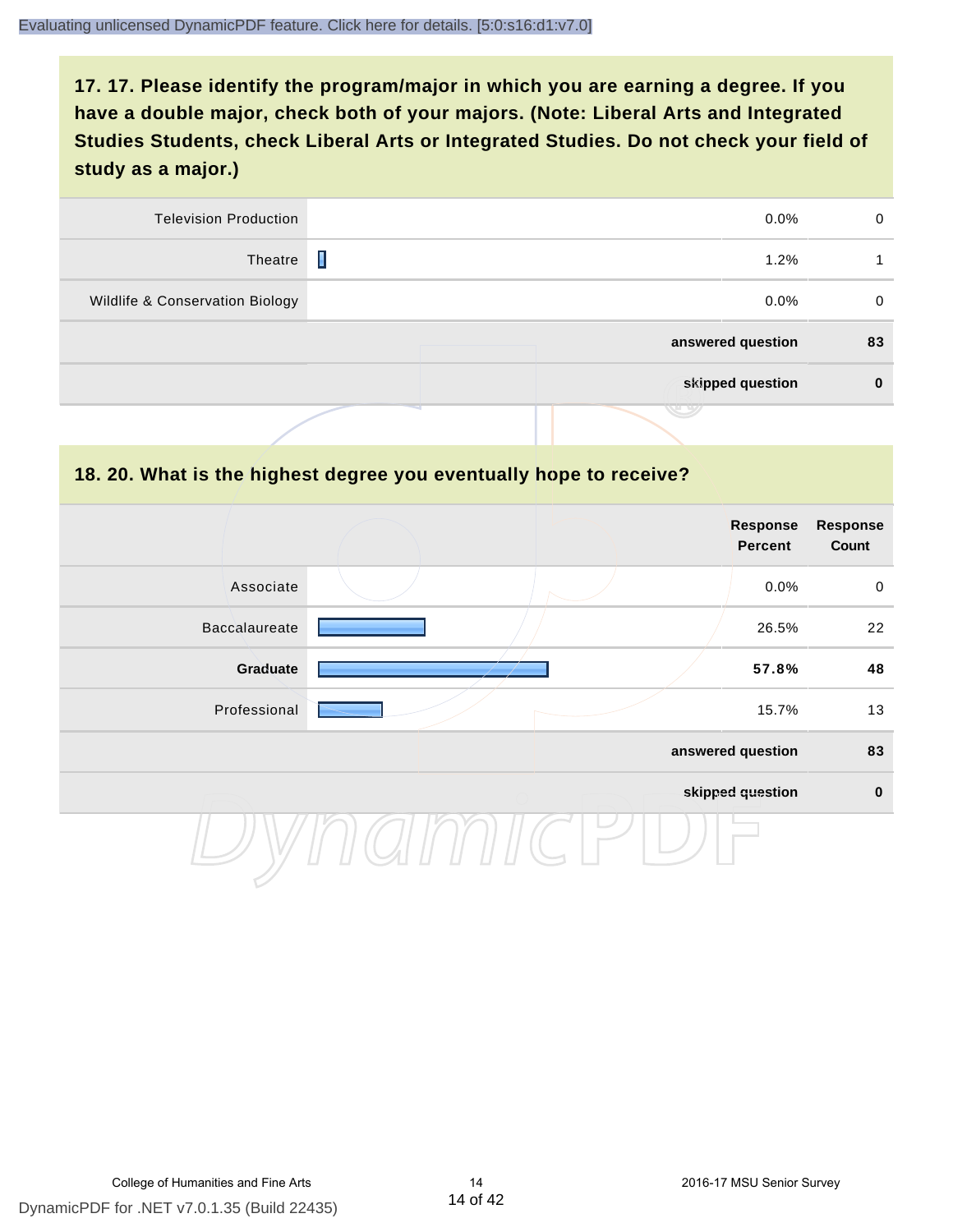## 17. 17. Please identify the program/major in which you are earning a degree. If you have a double major, check both of your majors. (Note: Liberal Arts and Integrated Studies Students, check Liberal Arts or Integrated Studies. Do not check your field of study as a major.)

| | Response Percent | Response Count |
|---|---|---|
| Television Production | 0.0% | 0 |
| Theatre | 1.2% | 1 |
| Wildlife & Conservation Biology | 0.0% | 0 |
| answered question | | 83 |
| skipped question | | 0 |

## 18. 20. What is the highest degree you eventually hope to receive?

| | Response Percent | Response Count |
|---|---|---|
| Associate | 0.0% | 0 |
| Baccalaureate | 26.5% | 22 |
| **Graduate** | **57.8%** | **48** |
| Professional | 15.7% | 13 |
| answered question | | 83 |
| skipped question | | 0 |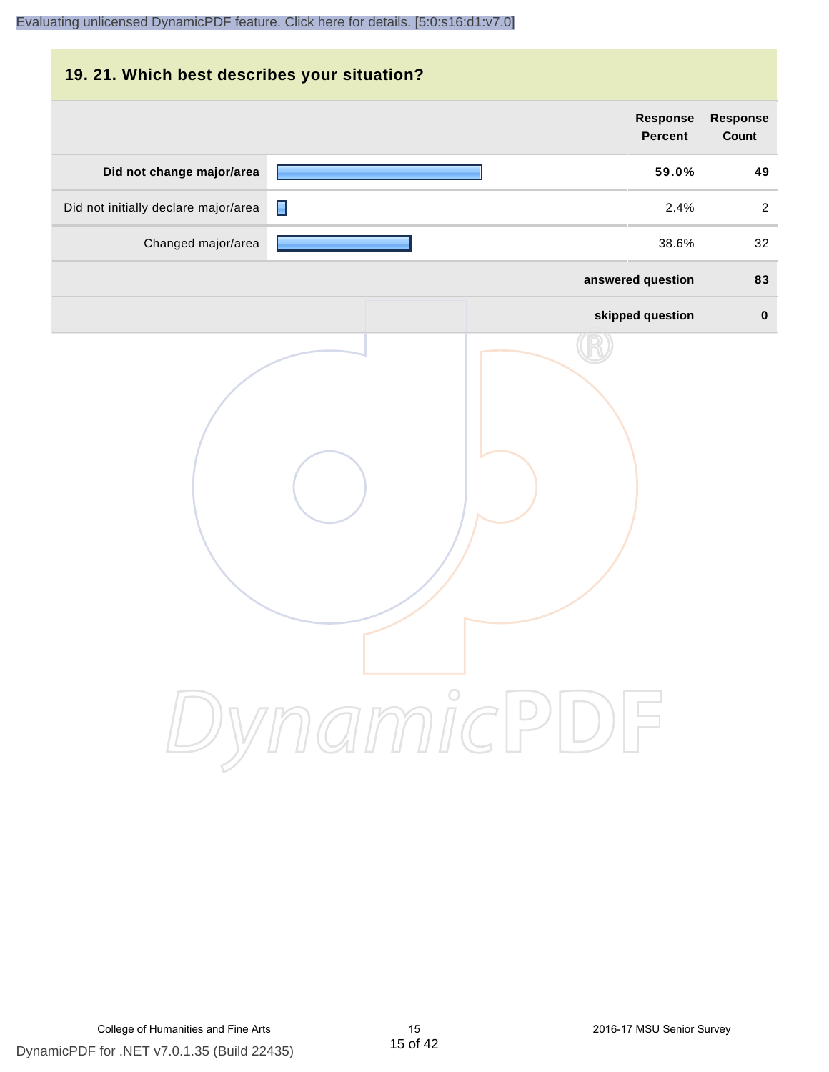## 19. 21. Which best describes your situation?

| | Response Percent | Response Count |
|---|---|---|
| **Did not change major/area** | **59.0%** | **49** |
| Did not initially declare major/area | 2.4% | 2 |
| Changed major/area | 38.6% | 32 |
| **answered question** | | **83** |
| **skipped question** | | **0** |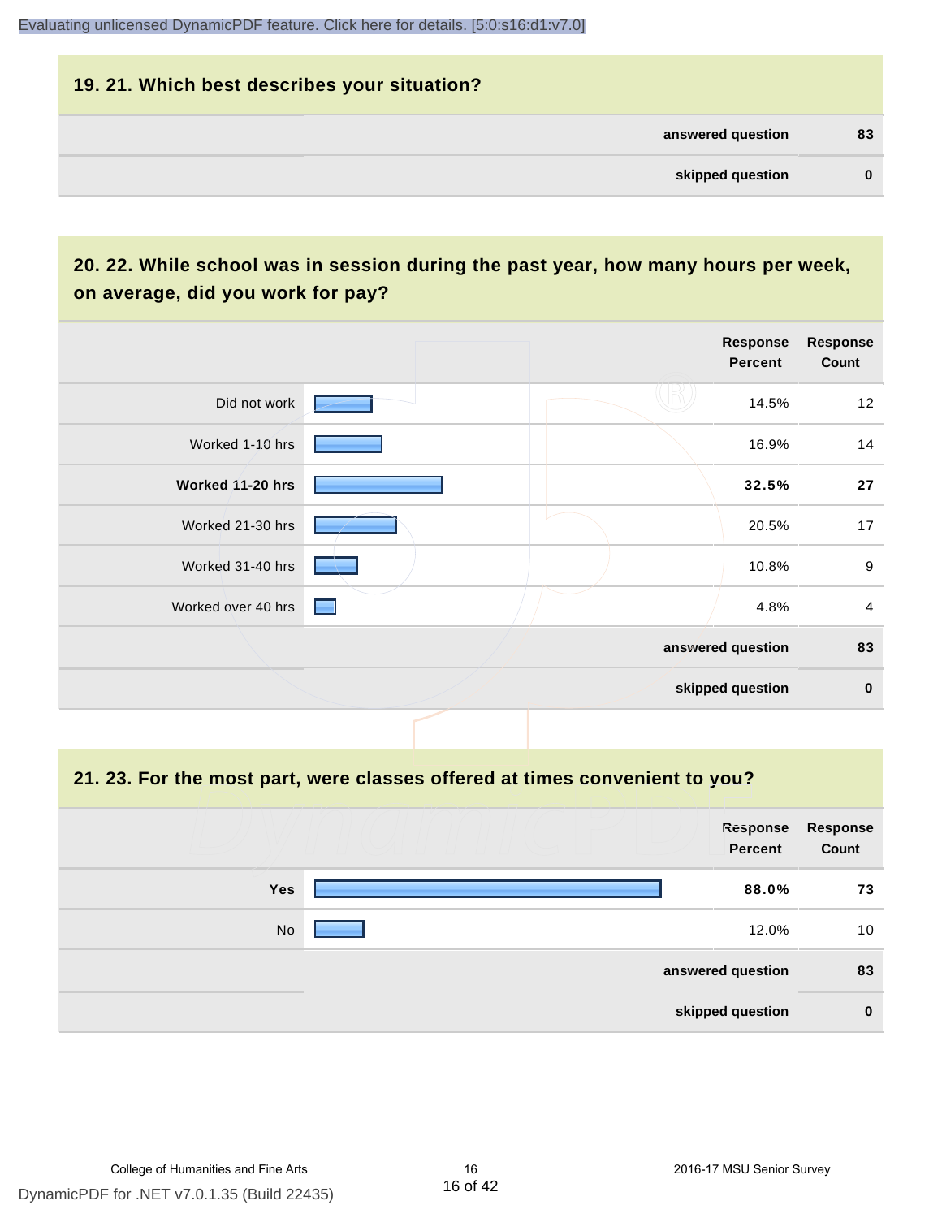## 19. 21. Which best describes your situation?

| | |
|---|---|
| answered question | 83 |
| skipped question | 0 |

## 20. 22. While school was in session during the past year, how many hours per week, on average, did you work for pay?

| | Response Percent | Response Count |
|---|---|---|
| Did not work | 14.5% | 12 |
| Worked 1-10 hrs | 16.9% | 14 |
| **Worked 11-20 hrs** | **32.5%** | **27** |
| Worked 21-30 hrs | 20.5% | 17 |
| Worked 31-40 hrs | 10.8% | 9 |
| Worked over 40 hrs | 4.8% | 4 |
| | answered question | 83 |
| | skipped question | 0 |

## 21. 23. For the most part, were classes offered at times convenient to you?

| | Response Percent | Response Count |
|---|---|---|
| **Yes** | **88.0%** | **73** |
| No | 12.0% | 10 |
| | answered question | 83 |
| | skipped question | 0 |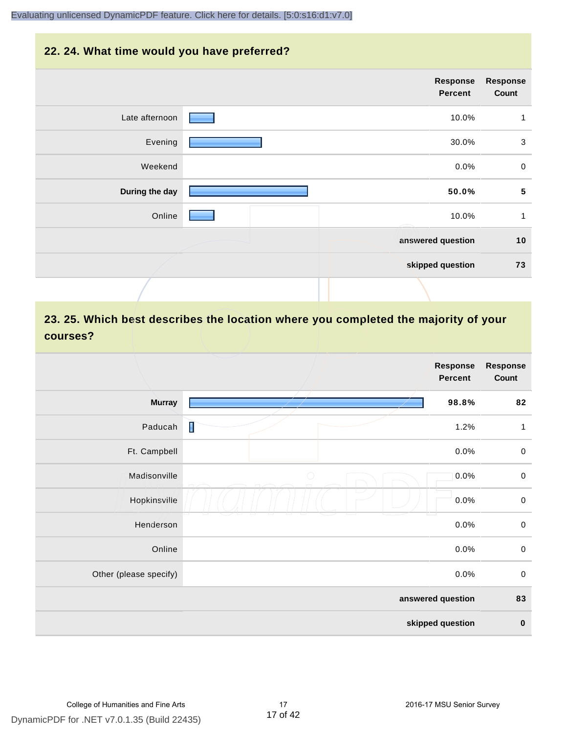## 22. 24. What time would you have preferred?

| | Response Percent | Response Count |
|---|---|---|
| Late afternoon | 10.0% | 1 |
| Evening | 30.0% | 3 |
| Weekend | 0.0% | 0 |
| **During the day** | **50.0%** | **5** |
| Online | 10.0% | 1 |
| | answered question | 10 |
| | skipped question | 73 |

## 23. 25. Which best describes the location where you completed the majority of your courses?

| | Response Percent | Response Count |
|---|---|---|
| **Murray** | **98.8%** | **82** |
| Paducah | 1.2% | 1 |
| Ft. Campbell | 0.0% | 0 |
| Madisonville | 0.0% | 0 |
| Hopkinsville | 0.0% | 0 |
| Henderson | 0.0% | 0 |
| Online | 0.0% | 0 |
| Other (please specify) | 0.0% | 0 |
| | answered question | 83 |
| | skipped question | 0 |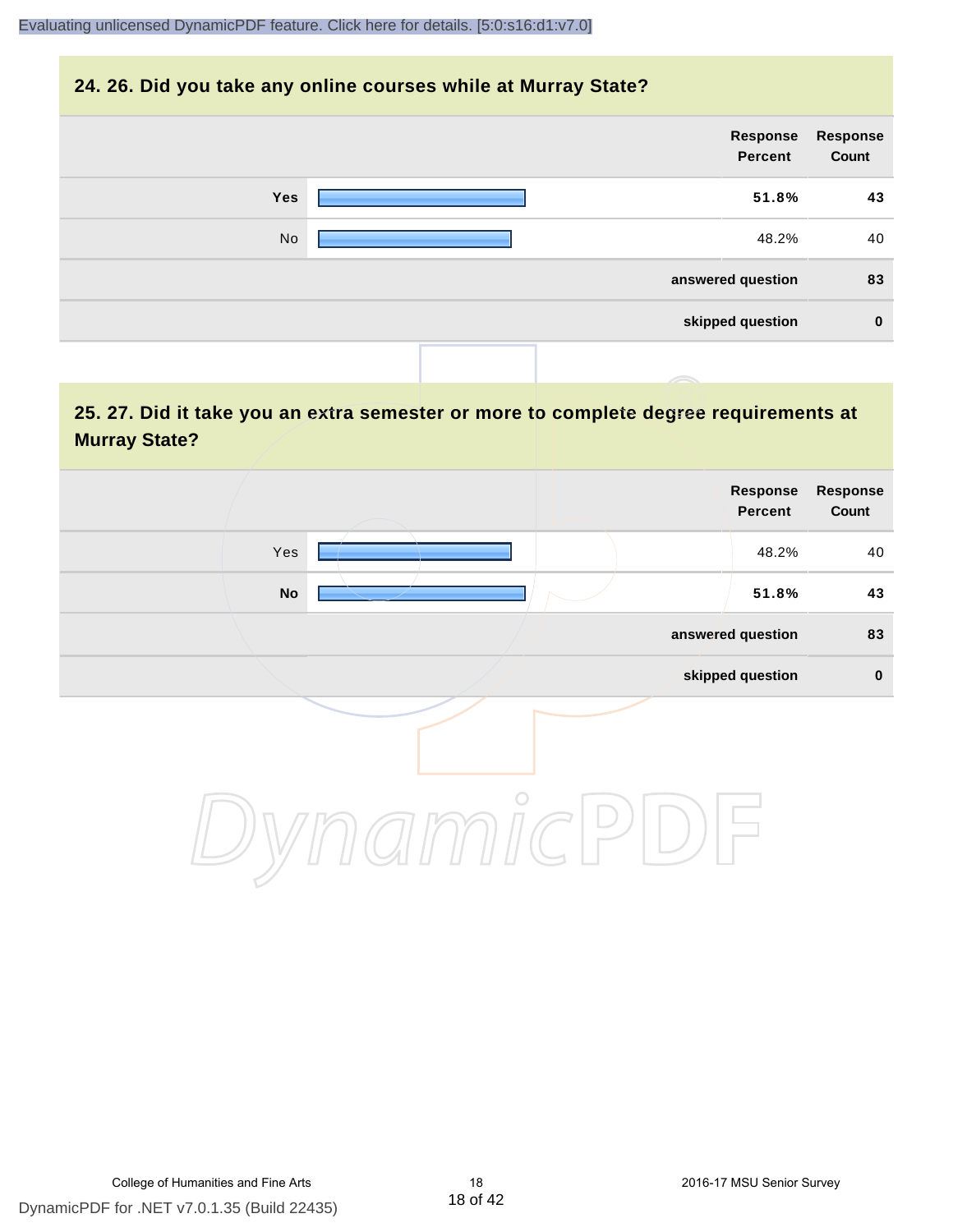## 24. 26. Did you take any online courses while at Murray State?

| | Response Percent | Response Count |
|---|---|---|
| **Yes** | **51.8%** | **43** |
| No | 48.2% | 40 |
| | **answered question** | **83** |
| | **skipped question** | **0** |

## 25. 27. Did it take you an extra semester or more to complete degree requirements at Murray State?

| | Response Percent | Response Count |
|---|---|---|
| Yes | 48.2% | 40 |
| **No** | **51.8%** | **43** |
| | **answered question** | **83** |
| | **skipped question** | **0** |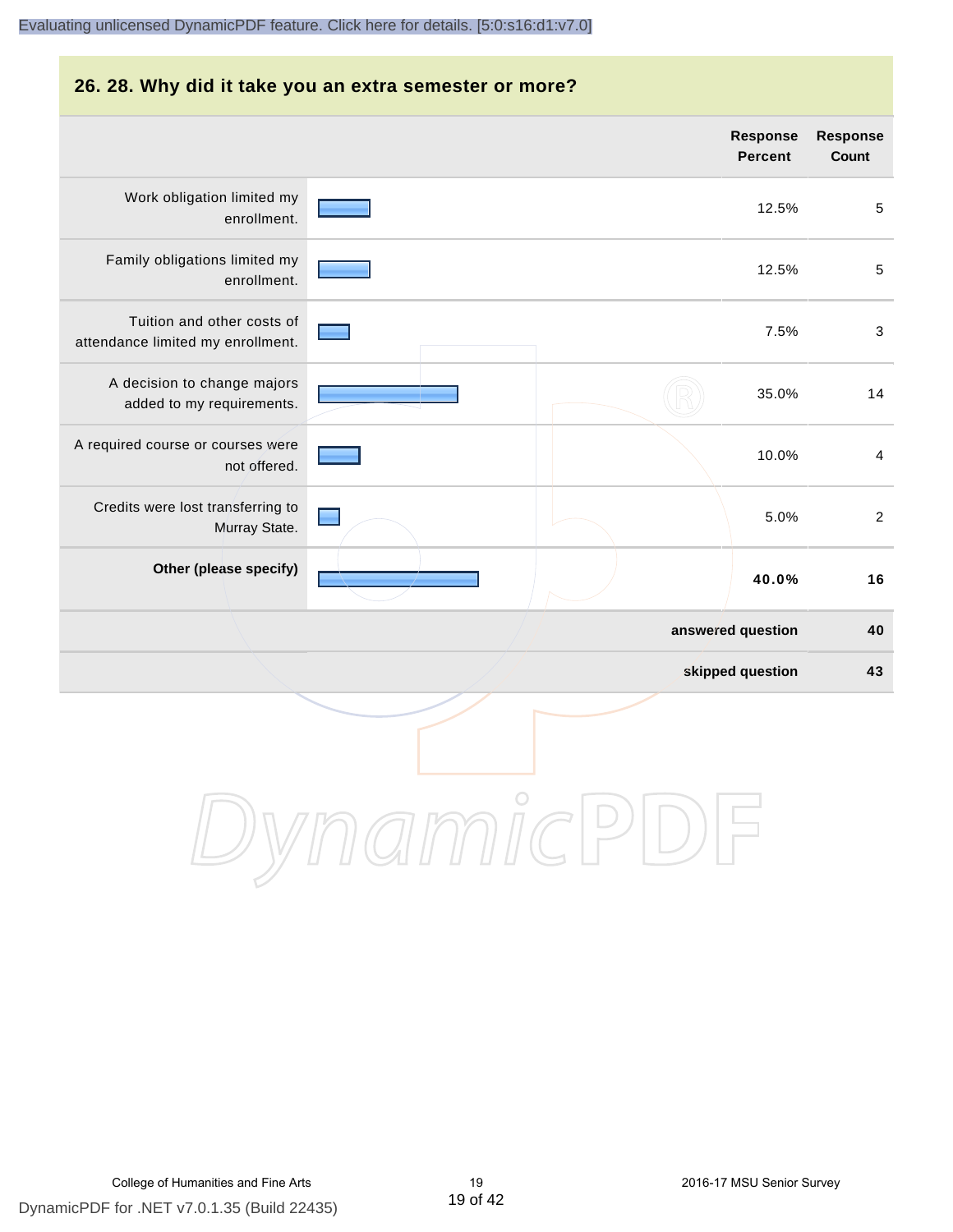## 26. 28. Why did it take you an extra semester or more?

| | Response Percent | Response Count |
|---|---|---|
| Work obligation limited my enrollment. | 12.5% | 5 |
| Family obligations limited my enrollment. | 12.5% | 5 |
| Tuition and other costs of attendance limited my enrollment. | 7.5% | 3 |
| A decision to change majors added to my requirements. | 35.0% | 14 |
| A required course or courses were not offered. | 10.0% | 4 |
| Credits were lost transferring to Murray State. | 5.0% | 2 |
| **Other (please specify)** | **40.0%** | **16** |
| | **answered question** | **40** |
| | **skipped question** | **43** |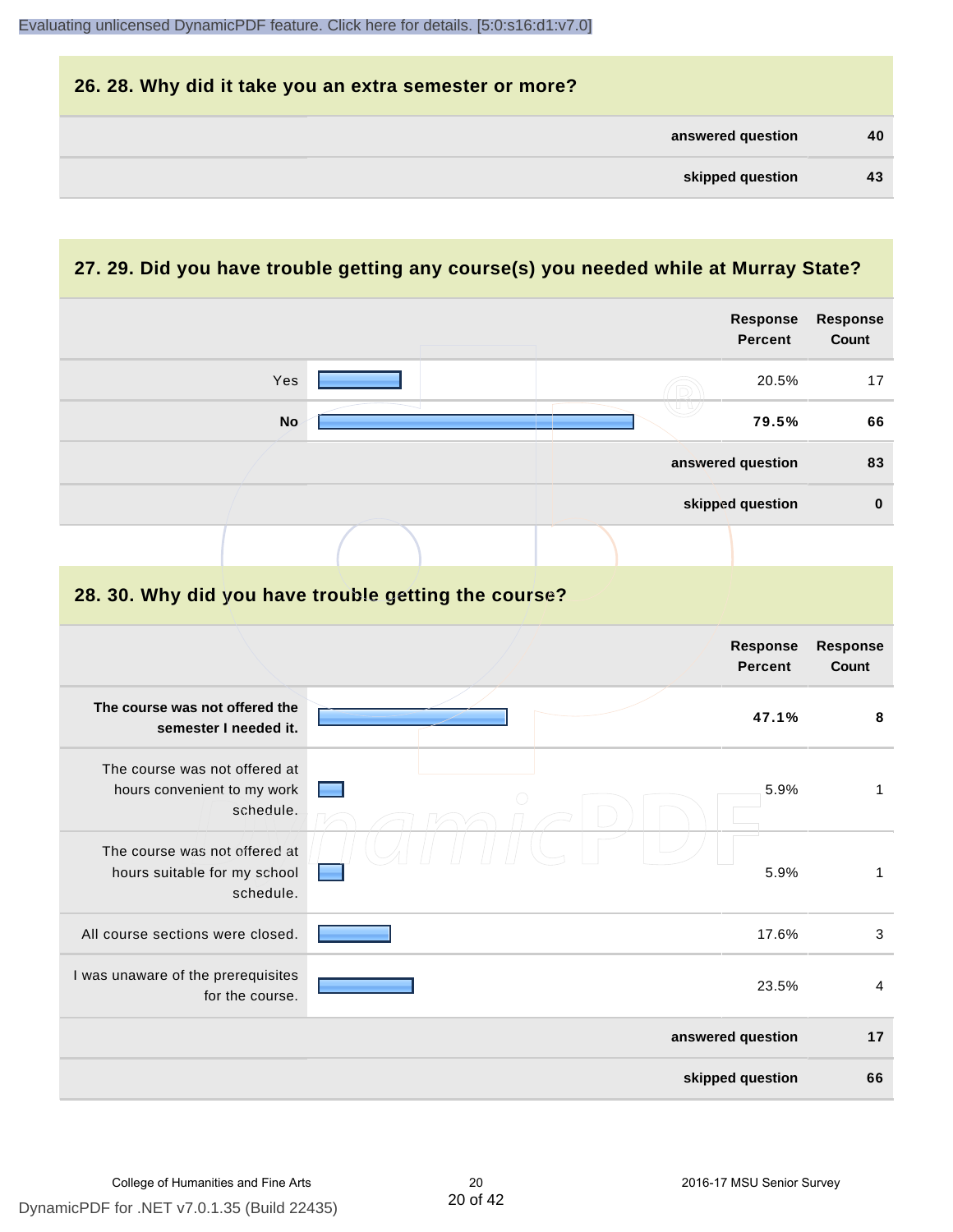## 26. 28. Why did it take you an extra semester or more?

| | |
|---|---|
| answered question | 40 |
| skipped question | 43 |

## 27. 29. Did you have trouble getting any course(s) you needed while at Murray State?

| | Response Percent | Response Count |
|---|---|---|
| Yes | 20.5% | 17 |
| **No** | **79.5%** | **66** |
| | answered question | 83 |
| | skipped question | 0 |

## 28. 30. Why did you have trouble getting the course?

| | Response Percent | Response Count |
|---|---|---|
| **The course was not offered the semester I needed it.** | **47.1%** | **8** |
| The course was not offered at hours convenient to my work schedule. | 5.9% | 1 |
| The course was not offered at hours suitable for my school schedule. | 5.9% | 1 |
| All course sections were closed. | 17.6% | 3 |
| I was unaware of the prerequisites for the course. | 23.5% | 4 |
| | answered question | 17 |
| | skipped question | 66 |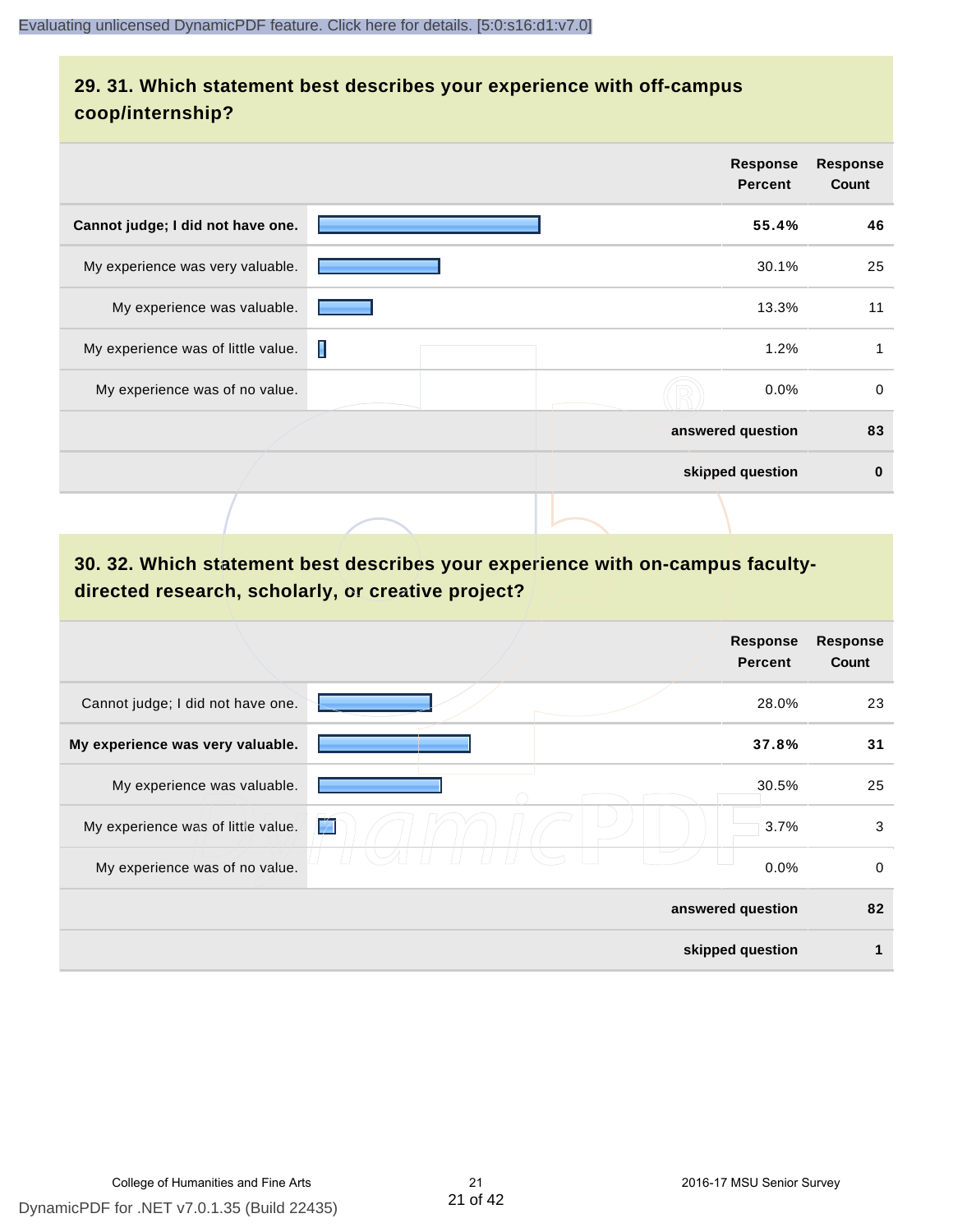## 29. 31. Which statement best describes your experience with off-campus coop/internship?

| | Response Percent | Response Count |
|---|---|---|
| **Cannot judge; I did not have one.** | **55.4%** | **46** |
| My experience was very valuable. | 30.1% | 25 |
| My experience was valuable. | 13.3% | 11 |
| My experience was of little value. | 1.2% | 1 |
| My experience was of no value. | 0.0% | 0 |
| **answered question** | | **83** |
| **skipped question** | | **0** |

## 30. 32. Which statement best describes your experience with on-campus faculty-directed research, scholarly, or creative project?

| | Response Percent | Response Count |
|---|---|---|
| Cannot judge; I did not have one. | 28.0% | 23 |
| **My experience was very valuable.** | **37.8%** | **31** |
| My experience was valuable. | 30.5% | 25 |
| My experience was of little value. | 3.7% | 3 |
| My experience was of no value. | 0.0% | 0 |
| **answered question** | | **82** |
| **skipped question** | | **1** |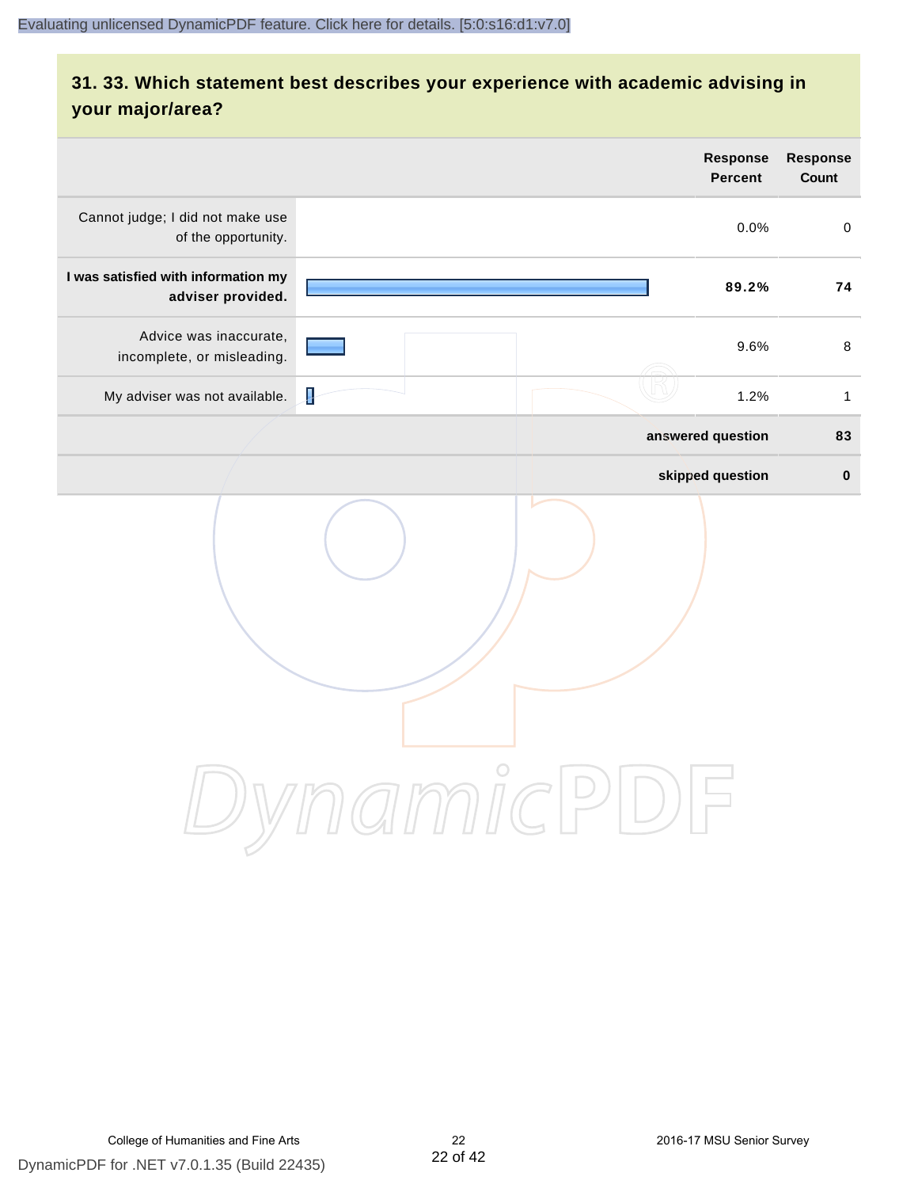## 31. 33. Which statement best describes your experience with academic advising in your major/area?

| | Response Percent | Response Count |
|---|---|---|
| Cannot judge; I did not make use of the opportunity. | 0.0% | 0 |
| **I was satisfied with information my adviser provided.** | **89.2%** | **74** |
| Advice was inaccurate, incomplete, or misleading. | 9.6% | 8 |
| My adviser was not available. | 1.2% | 1 |
| | **answered question** | **83** |
| | **skipped question** | **0** |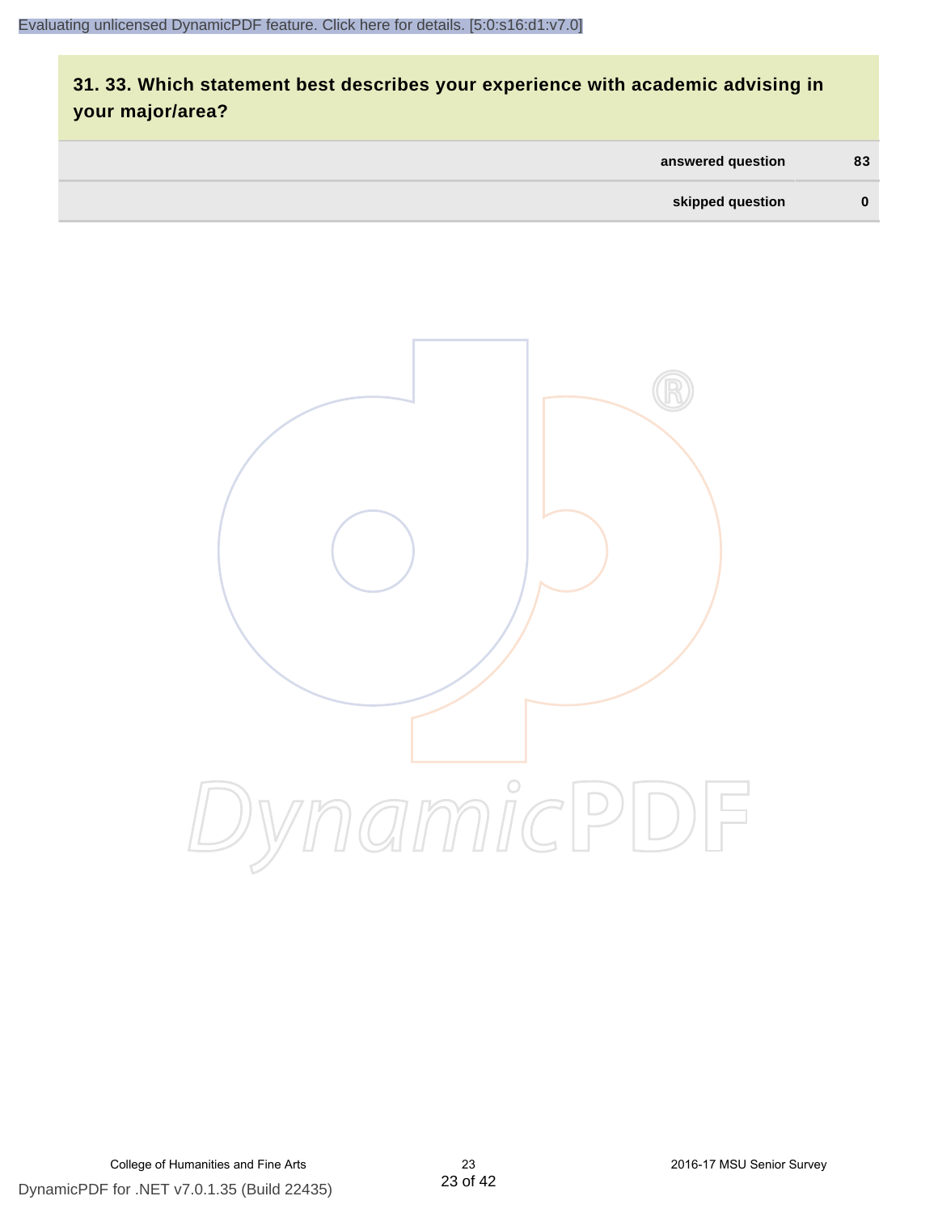## 31. 33. Which statement best describes your experience with academic advising in your major/area?

| | |
|---|---|
| answered question | 83 |
| skipped question | 0 |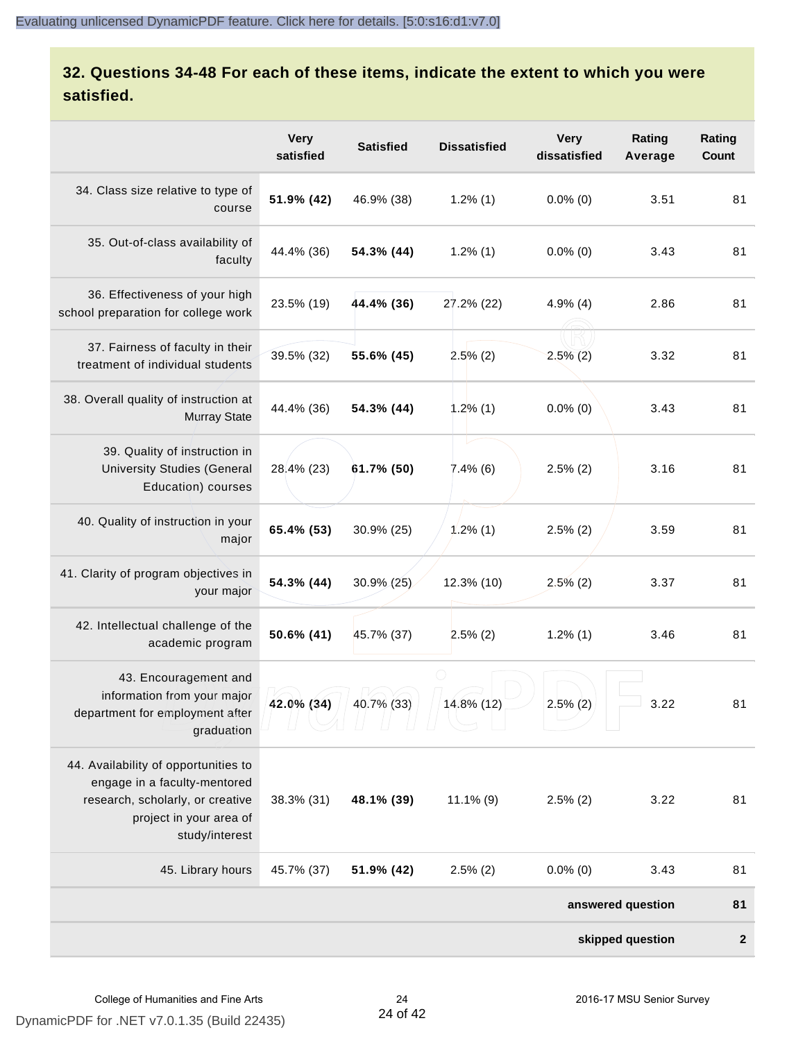## 32. Questions 34-48 For each of these items, indicate the extent to which you were satisfied.

| | Very satisfied | Satisfied | Dissatisfied | Very dissatisfied | Rating Average | Rating Count |
|---|---|---|---|---|---|---|
| 34. Class size relative to type of course | **51.9% (42)** | 46.9% (38) | 1.2% (1) | 0.0% (0) | 3.51 | 81 |
| 35. Out-of-class availability of faculty | 44.4% (36) | **54.3% (44)** | 1.2% (1) | 0.0% (0) | 3.43 | 81 |
| 36. Effectiveness of your high school preparation for college work | 23.5% (19) | **44.4% (36)** | 27.2% (22) | 4.9% (4) | 2.86 | 81 |
| 37. Fairness of faculty in their treatment of individual students | 39.5% (32) | **55.6% (45)** | 2.5% (2) | 2.5% (2) | 3.32 | 81 |
| 38. Overall quality of instruction at Murray State | 44.4% (36) | **54.3% (44)** | 1.2% (1) | 0.0% (0) | 3.43 | 81 |
| 39. Quality of instruction in University Studies (General Education) courses | 28.4% (23) | **61.7% (50)** | 7.4% (6) | 2.5% (2) | 3.16 | 81 |
| 40. Quality of instruction in your major | **65.4% (53)** | 30.9% (25) | 1.2% (1) | 2.5% (2) | 3.59 | 81 |
| 41. Clarity of program objectives in your major | **54.3% (44)** | 30.9% (25) | 12.3% (10) | 2.5% (2) | 3.37 | 81 |
| 42. Intellectual challenge of the academic program | **50.6% (41)** | 45.7% (37) | 2.5% (2) | 1.2% (1) | 3.46 | 81 |
| 43. Encouragement and information from your major department for employment after graduation | **42.0% (34)** | 40.7% (33) | 14.8% (12) | 2.5% (2) | 3.22 | 81 |
| 44. Availability of opportunities to engage in a faculty-mentored research, scholarly, or creative project in your area of study/interest | 38.3% (31) | **48.1% (39)** | 11.1% (9) | 2.5% (2) | 3.22 | 81 |
| 45. Library hours | 45.7% (37) | **51.9% (42)** | 2.5% (2) | 0.0% (0) | 3.43 | 81 |
| | | | | | **answered question** | **81** |
| | | | | | **skipped question** | **2** |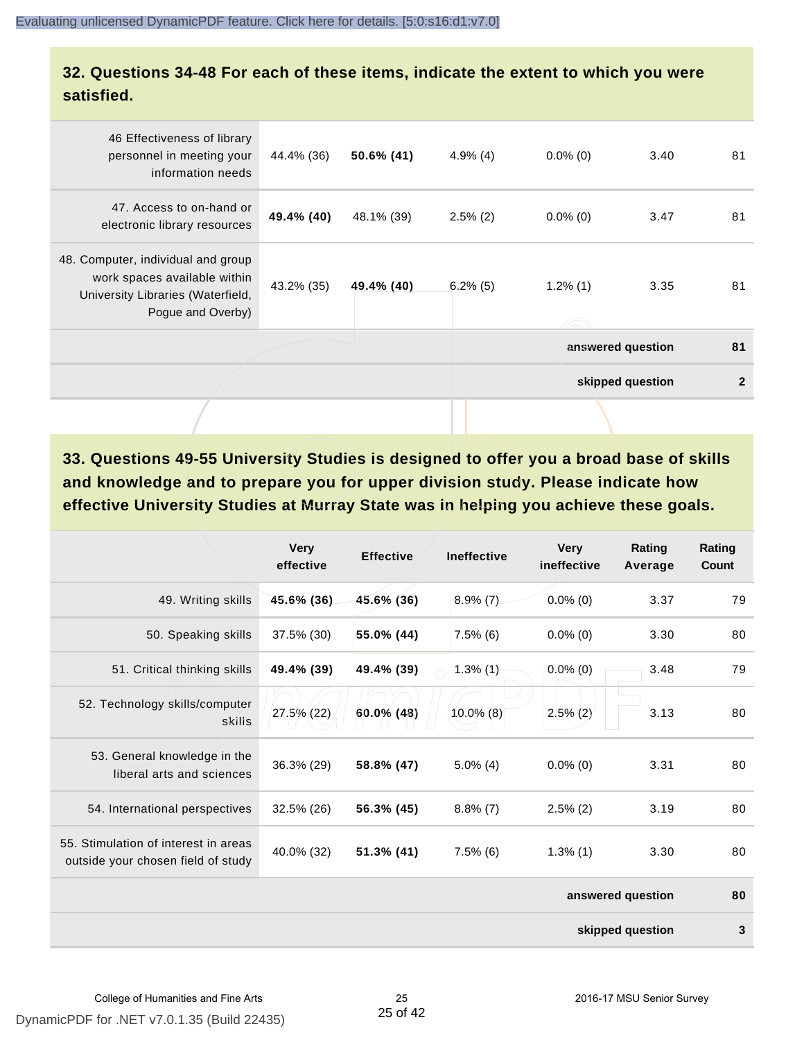## 32. Questions 34-48 For each of these items, indicate the extent to which you were satisfied.

| | | | | | | |
|---|---|---|---|---|---|---|
| 46 Effectiveness of library personnel in meeting your information needs | 44.4% (36) | **50.6% (41)** | 4.9% (4) | 0.0% (0) | 3.40 | 81 |
| 47. Access to on-hand or electronic library resources | **49.4% (40)** | 48.1% (39) | 2.5% (2) | 0.0% (0) | 3.47 | 81 |
| 48. Computer, individual and group work spaces available within University Libraries (Waterfield, Pogue and Overby) | 43.2% (35) | **49.4% (40)** | 6.2% (5) | 1.2% (1) | 3.35 | 81 |
| | | | | | **answered question** | **81** |
| | | | | | **skipped question** | **2** |

## 33. Questions 49-55 University Studies is designed to offer you a broad base of skills and knowledge and to prepare you for upper division study. Please indicate how effective University Studies at Murray State was in helping you achieve these goals.

| | Very effective | Effective | Ineffective | Very ineffective | Rating Average | Rating Count |
|---|---|---|---|---|---|---|
| 49. Writing skills | **45.6% (36)** | **45.6% (36)** | 8.9% (7) | 0.0% (0) | 3.37 | 79 |
| 50. Speaking skills | 37.5% (30) | **55.0% (44)** | 7.5% (6) | 0.0% (0) | 3.30 | 80 |
| 51. Critical thinking skills | **49.4% (39)** | **49.4% (39)** | 1.3% (1) | 0.0% (0) | 3.48 | 79 |
| 52. Technology skills/computer skills | 27.5% (22) | **60.0% (48)** | 10.0% (8) | 2.5% (2) | 3.13 | 80 |
| 53. General knowledge in the liberal arts and sciences | 36.3% (29) | **58.8% (47)** | 5.0% (4) | 0.0% (0) | 3.31 | 80 |
| 54. International perspectives | 32.5% (26) | **56.3% (45)** | 8.8% (7) | 2.5% (2) | 3.19 | 80 |
| 55. Stimulation of interest in areas outside your chosen field of study | 40.0% (32) | **51.3% (41)** | 7.5% (6) | 1.3% (1) | 3.30 | 80 |
| | | | | | **answered question** | **80** |
| | | | | | **skipped question** | **3** |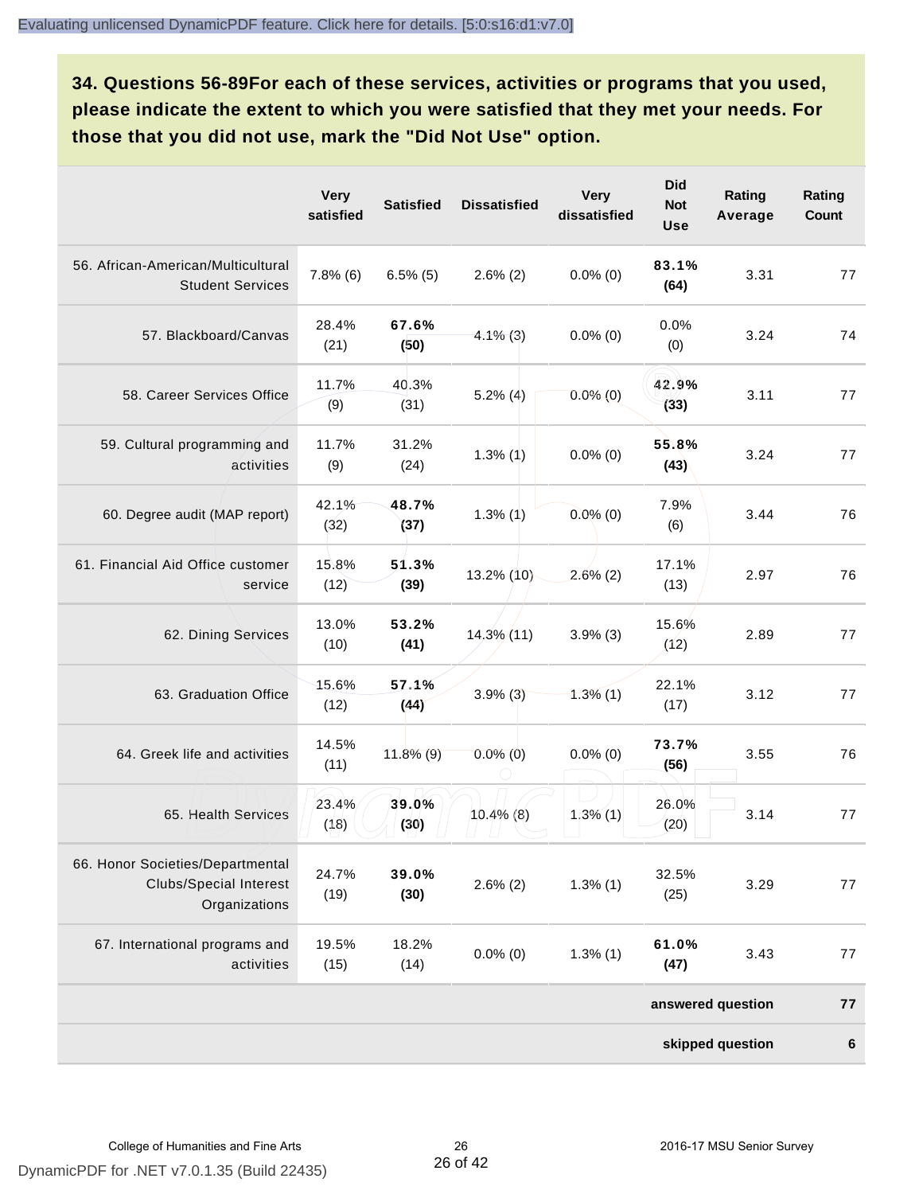### 34. Questions 56-89For each of these services, activities or programs that you used, please indicate the extent to which you were satisfied that they met your needs. For those that you did not use, mark the "Did Not Use" option.

| | Very satisfied | Satisfied | Dissatisfied | Very dissatisfied | Did Not Use | Rating Average | Rating Count |
|---|---|---|---|---|---|---|---|
| 56. African-American/Multicultural Student Services | 7.8% (6) | 6.5% (5) | 2.6% (2) | 0.0% (0) | **83.1% (64)** | 3.31 | 77 |
| 57. Blackboard/Canvas | 28.4% (21) | **67.6% (50)** | 4.1% (3) | 0.0% (0) | 0.0% (0) | 3.24 | 74 |
| 58. Career Services Office | 11.7% (9) | 40.3% (31) | 5.2% (4) | 0.0% (0) | **42.9% (33)** | 3.11 | 77 |
| 59. Cultural programming and activities | 11.7% (9) | 31.2% (24) | 1.3% (1) | 0.0% (0) | **55.8% (43)** | 3.24 | 77 |
| 60. Degree audit (MAP report) | 42.1% (32) | **48.7% (37)** | 1.3% (1) | 0.0% (0) | 7.9% (6) | 3.44 | 76 |
| 61. Financial Aid Office customer service | 15.8% (12) | **51.3% (39)** | 13.2% (10) | 2.6% (2) | 17.1% (13) | 2.97 | 76 |
| 62. Dining Services | 13.0% (10) | **53.2% (41)** | 14.3% (11) | 3.9% (3) | 15.6% (12) | 2.89 | 77 |
| 63. Graduation Office | 15.6% (12) | **57.1% (44)** | 3.9% (3) | 1.3% (1) | 22.1% (17) | 3.12 | 77 |
| 64. Greek life and activities | 14.5% (11) | 11.8% (9) | 0.0% (0) | 0.0% (0) | **73.7% (56)** | 3.55 | 76 |
| 65. Health Services | 23.4% (18) | **39.0% (30)** | 10.4% (8) | 1.3% (1) | 26.0% (20) | 3.14 | 77 |
| 66. Honor Societies/Departmental Clubs/Special Interest Organizations | 24.7% (19) | **39.0% (30)** | 2.6% (2) | 1.3% (1) | 32.5% (25) | 3.29 | 77 |
| 67. International programs and activities | 19.5% (15) | 18.2% (14) | 0.0% (0) | 1.3% (1) | **61.0% (47)** | 3.43 | 77 |
| | | | | | | **answered question** | **77** |
| | | | | | | **skipped question** | **6** |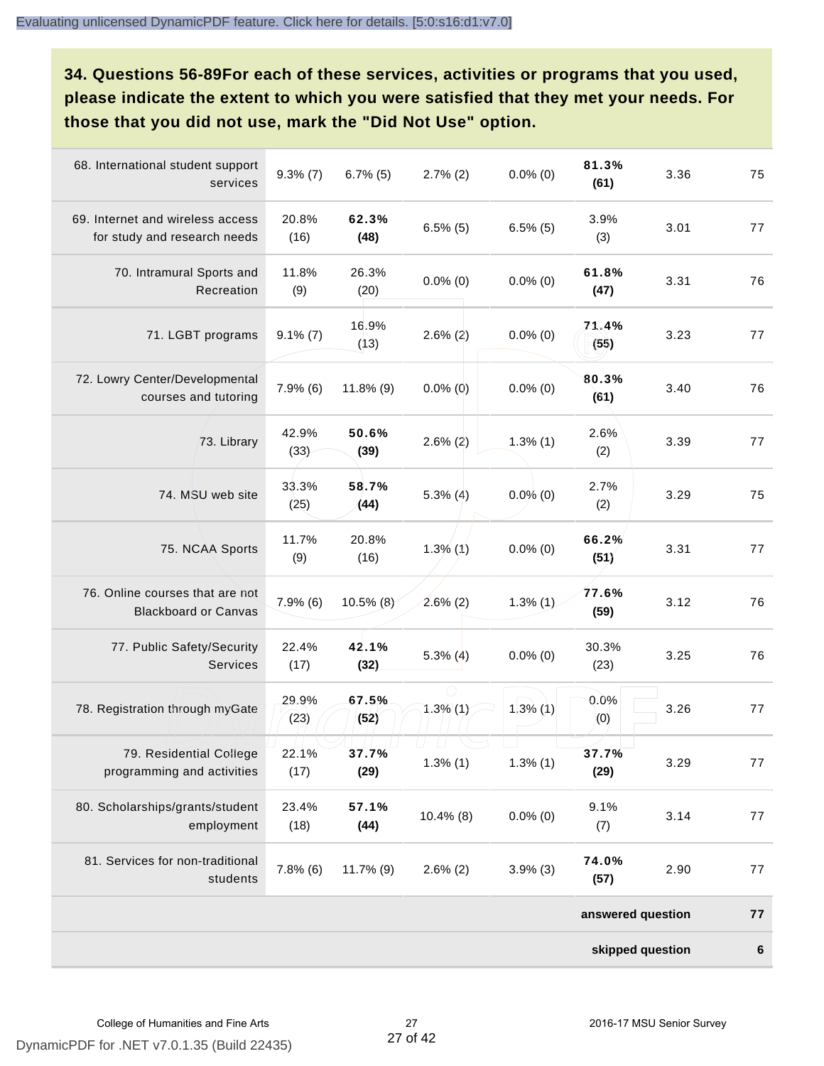### 34. Questions 56-89For each of these services, activities or programs that you used, please indicate the extent to which you were satisfied that they met your needs. For those that you did not use, mark the "Did Not Use" option.

| | | | | | | | |
|---|---|---|---|---|---|---|---|
| 68. International student support services | 9.3% (7) | 6.7% (5) | 2.7% (2) | 0.0% (0) | **81.3% (61)** | 3.36 | 75 |
| 69. Internet and wireless access for study and research needs | 20.8% (16) | **62.3% (48)** | 6.5% (5) | 6.5% (5) | 3.9% (3) | 3.01 | 77 |
| 70. Intramural Sports and Recreation | 11.8% (9) | 26.3% (20) | 0.0% (0) | 0.0% (0) | **61.8% (47)** | 3.31 | 76 |
| 71. LGBT programs | 9.1% (7) | 16.9% (13) | 2.6% (2) | 0.0% (0) | **71.4% (55)** | 3.23 | 77 |
| 72. Lowry Center/Developmental courses and tutoring | 7.9% (6) | 11.8% (9) | 0.0% (0) | 0.0% (0) | **80.3% (61)** | 3.40 | 76 |
| 73. Library | 42.9% (33) | **50.6% (39)** | 2.6% (2) | 1.3% (1) | 2.6% (2) | 3.39 | 77 |
| 74. MSU web site | 33.3% (25) | **58.7% (44)** | 5.3% (4) | 0.0% (0) | 2.7% (2) | 3.29 | 75 |
| 75. NCAA Sports | 11.7% (9) | 20.8% (16) | 1.3% (1) | 0.0% (0) | **66.2% (51)** | 3.31 | 77 |
| 76. Online courses that are not Blackboard or Canvas | 7.9% (6) | 10.5% (8) | 2.6% (2) | 1.3% (1) | **77.6% (59)** | 3.12 | 76 |
| 77. Public Safety/Security Services | 22.4% (17) | **42.1% (32)** | 5.3% (4) | 0.0% (0) | 30.3% (23) | 3.25 | 76 |
| 78. Registration through myGate | 29.9% (23) | **67.5% (52)** | 1.3% (1) | 1.3% (1) | 0.0% (0) | 3.26 | 77 |
| 79. Residential College programming and activities | 22.1% (17) | **37.7% (29)** | 1.3% (1) | 1.3% (1) | **37.7% (29)** | 3.29 | 77 |
| 80. Scholarships/grants/student employment | 23.4% (18) | **57.1% (44)** | 10.4% (8) | 0.0% (0) | 9.1% (7) | 3.14 | 77 |
| 81. Services for non-traditional students | 7.8% (6) | 11.7% (9) | 2.6% (2) | 3.9% (3) | **74.0% (57)** | 2.90 | 77 |
| | | | | | | **answered question** | **77** |
| | | | | | | **skipped question** | **6** |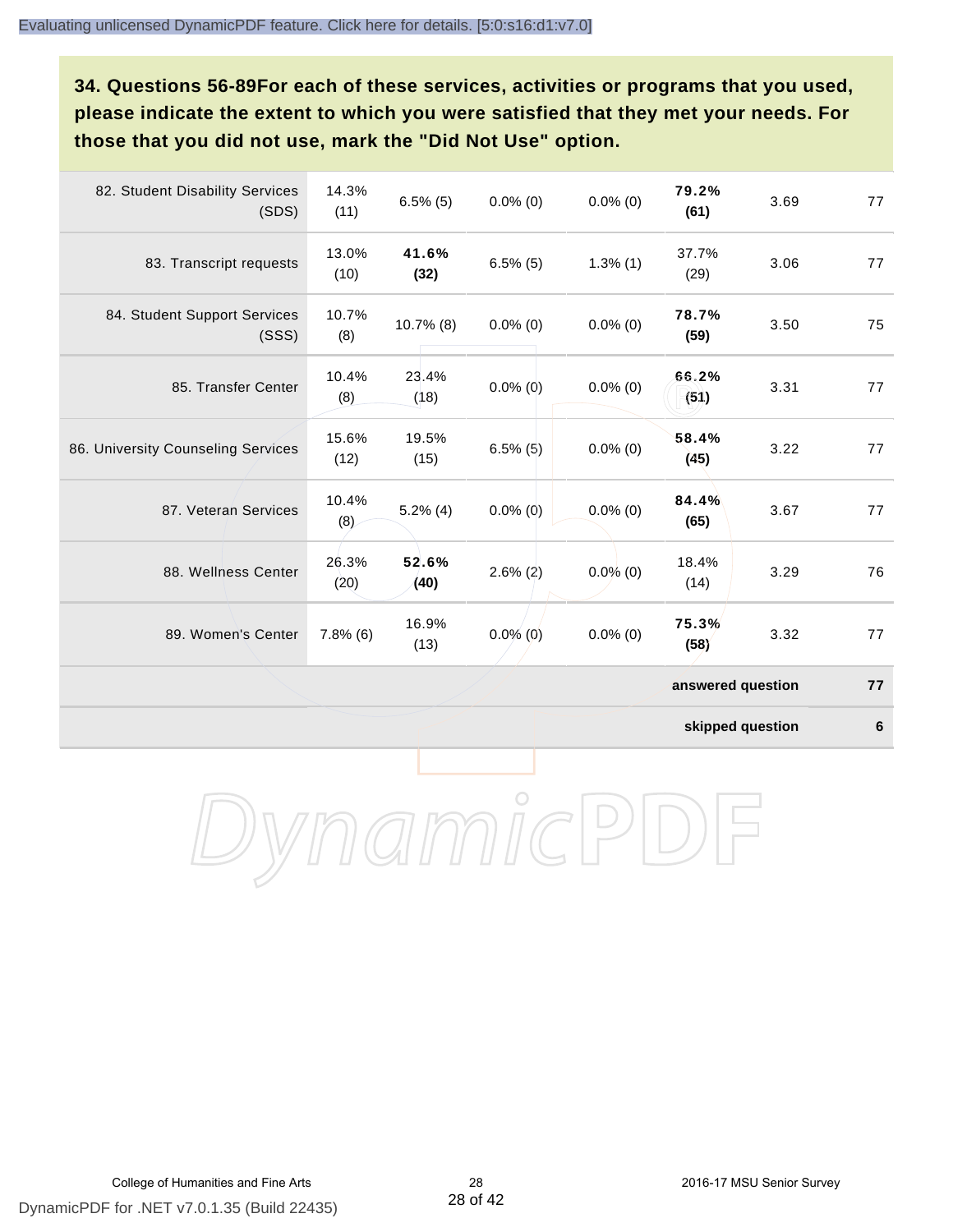**34. Questions 56-89For each of these services, activities or programs that you used, please indicate the extent to which you were satisfied that they met your needs. For those that you did not use, mark the "Did Not Use" option.**

| | | | | | | | |
|---|---|---|---|---|---|---|---|
| 82. Student Disability Services (SDS) | 14.3% (11) | 6.5% (5) | 0.0% (0) | 0.0% (0) | **79.2% (61)** | 3.69 | 77 |
| 83. Transcript requests | 13.0% (10) | **41.6% (32)** | 6.5% (5) | 1.3% (1) | 37.7% (29) | 3.06 | 77 |
| 84. Student Support Services (SSS) | 10.7% (8) | 10.7% (8) | 0.0% (0) | 0.0% (0) | **78.7% (59)** | 3.50 | 75 |
| 85. Transfer Center | 10.4% (8) | 23.4% (18) | 0.0% (0) | 0.0% (0) | **66.2% (51)** | 3.31 | 77 |
| 86. University Counseling Services | 15.6% (12) | 19.5% (15) | 6.5% (5) | 0.0% (0) | **58.4% (45)** | 3.22 | 77 |
| 87. Veteran Services | 10.4% (8) | 5.2% (4) | 0.0% (0) | 0.0% (0) | **84.4% (65)** | 3.67 | 77 |
| 88. Wellness Center | 26.3% (20) | **52.6% (40)** | 2.6% (2) | 0.0% (0) | 18.4% (14) | 3.29 | 76 |
| 89. Women's Center | 7.8% (6) | 16.9% (13) | 0.0% (0) | 0.0% (0) | **75.3% (58)** | 3.32 | 77 |
| | | | | | | **answered question** | **77** |
| | | | | | | **skipped question** | **6** |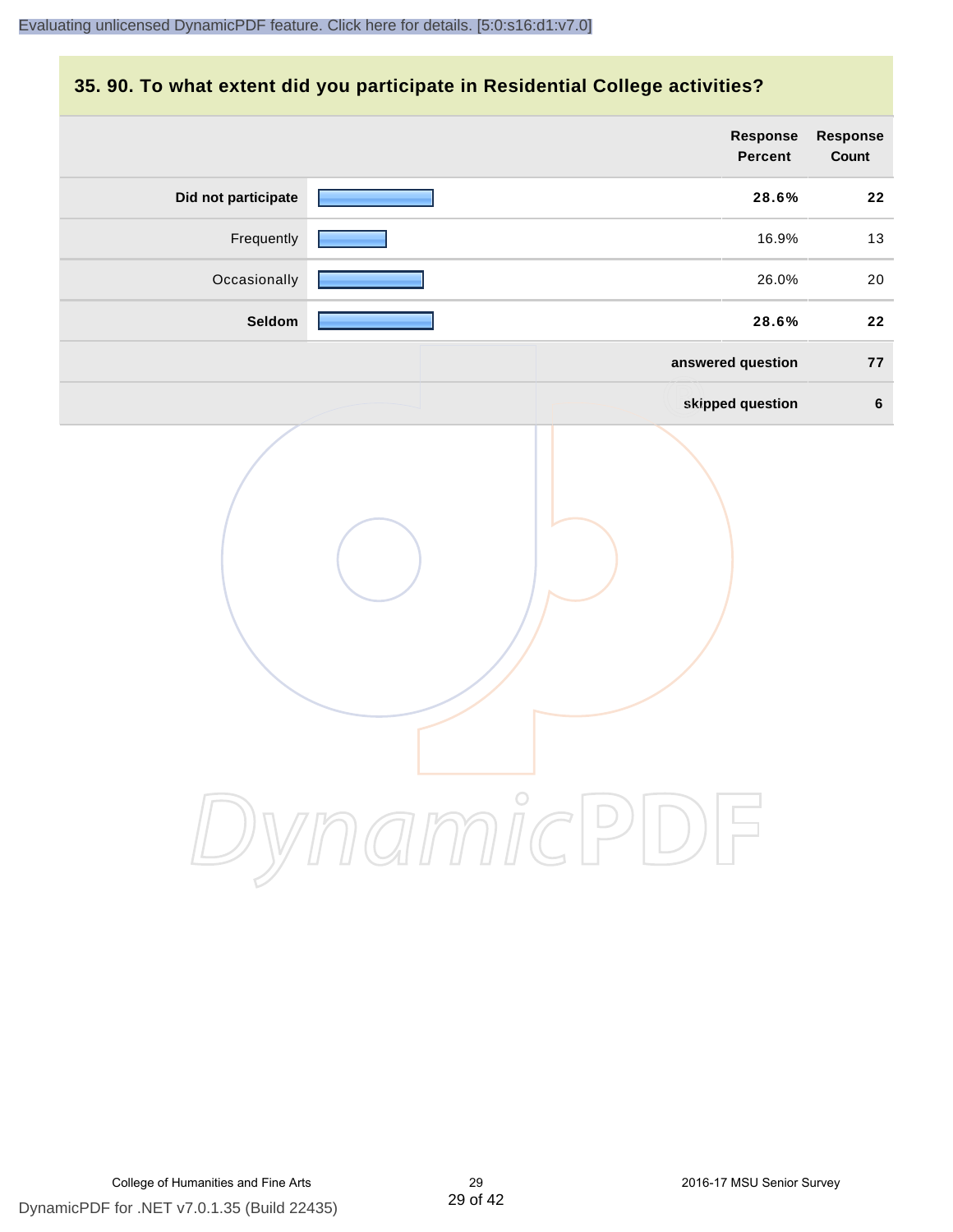## 35. 90. To what extent did you participate in Residential College activities?

| | Response Percent | Response Count |
|---|---|---|
| **Did not participate** | **28.6%** | **22** |
| Frequently | 16.9% | 13 |
| Occasionally | 26.0% | 20 |
| **Seldom** | **28.6%** | **22** |
| **answered question** | | **77** |
| **skipped question** | | **6** |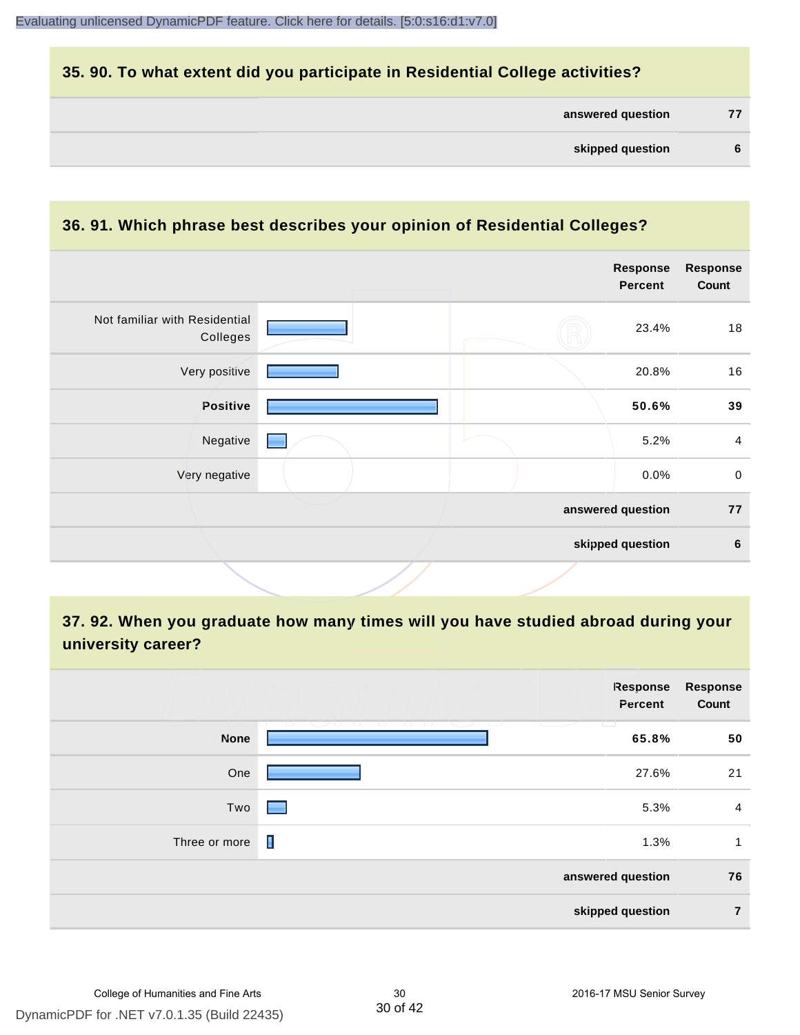## 35. 90. To what extent did you participate in Residential College activities?

| | |
|---|---|
| **answered question** | **77** |
| **skipped question** | **6** |

## 36. 91. Which phrase best describes your opinion of Residential Colleges?

| | Response Percent | Response Count |
|---|---|---|
| Not familiar with Residential Colleges | 23.4% | 18 |
| Very positive | 20.8% | 16 |
| **Positive** | **50.6%** | **39** |
| Negative | 5.2% | 4 |
| Very negative | 0.0% | 0 |
| | **answered question** | **77** |
| | **skipped question** | **6** |

## 37. 92. When you graduate how many times will you have studied abroad during your university career?

| | Response Percent | Response Count |
|---|---|---|
| **None** | **65.8%** | **50** |
| One | 27.6% | 21 |
| Two | 5.3% | 4 |
| Three or more | 1.3% | 1 |
| | **answered question** | **76** |
| | **skipped question** | **7** |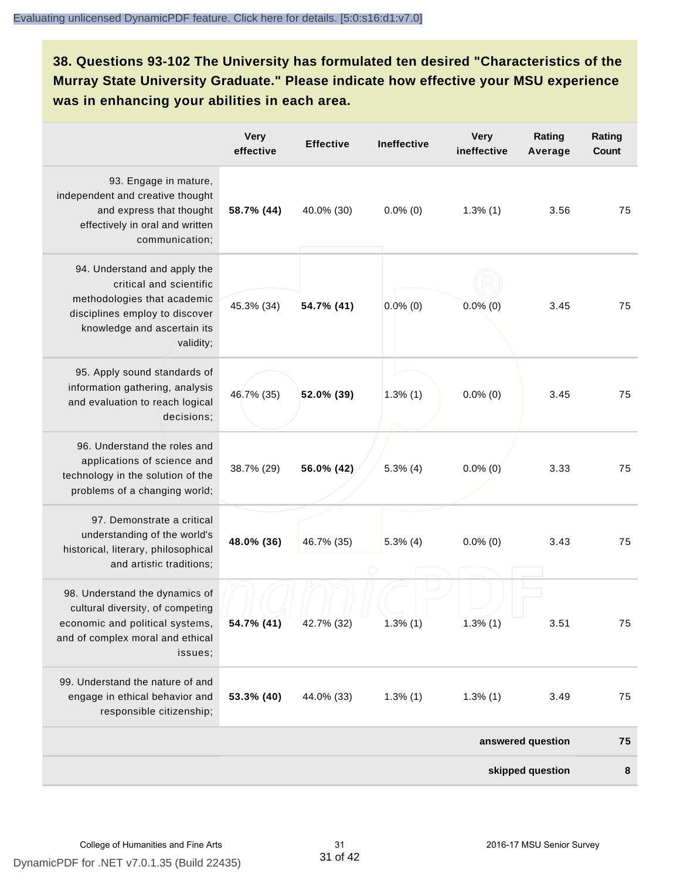**38. Questions 93-102 The University has formulated ten desired "Characteristics of the Murray State University Graduate." Please indicate how effective your MSU experience was in enhancing your abilities in each area.**

| | Very effective | Effective | Ineffective | Very ineffective | Rating Average | Rating Count |
|---|---|---|---|---|---|---|
| 93. Engage in mature, independent and creative thought and express that thought effectively in oral and written communication; | **58.7% (44)** | 40.0% (30) | 0.0% (0) | 1.3% (1) | 3.56 | 75 |
| 94. Understand and apply the critical and scientific methodologies that academic disciplines employ to discover knowledge and ascertain its validity; | 45.3% (34) | **54.7% (41)** | 0.0% (0) | 0.0% (0) | 3.45 | 75 |
| 95. Apply sound standards of information gathering, analysis and evaluation to reach logical decisions; | 46.7% (35) | **52.0% (39)** | 1.3% (1) | 0.0% (0) | 3.45 | 75 |
| 96. Understand the roles and applications of science and technology in the solution of the problems of a changing world; | 38.7% (29) | **56.0% (42)** | 5.3% (4) | 0.0% (0) | 3.33 | 75 |
| 97. Demonstrate a critical understanding of the world's historical, literary, philosophical and artistic traditions; | **48.0% (36)** | 46.7% (35) | 5.3% (4) | 0.0% (0) | 3.43 | 75 |
| 98. Understand the dynamics of cultural diversity, of competing economic and political systems, and of complex moral and ethical issues; | **54.7% (41)** | 42.7% (32) | 1.3% (1) | 1.3% (1) | 3.51 | 75 |
| 99. Understand the nature of and engage in ethical behavior and responsible citizenship; | **53.3% (40)** | 44.0% (33) | 1.3% (1) | 1.3% (1) | 3.49 | 75 |
| | | | | | **answered question** | **75** |
| | | | | | **skipped question** | **8** |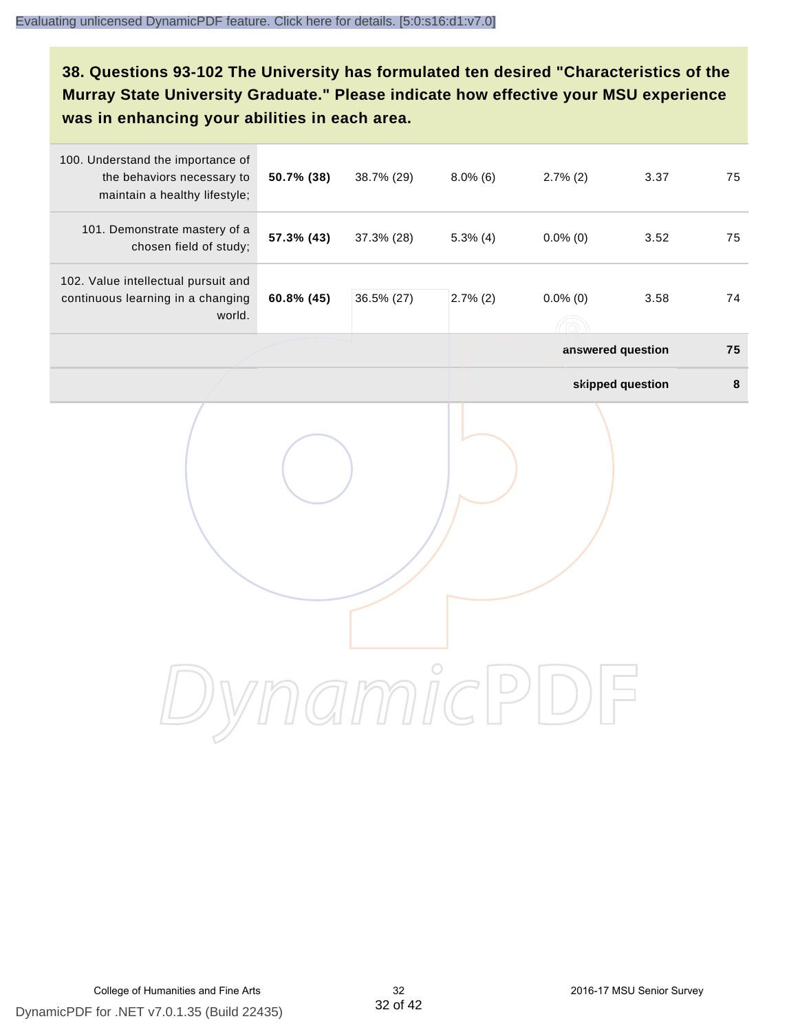### 38. Questions 93-102 The University has formulated ten desired "Characteristics of the Murray State University Graduate." Please indicate how effective your MSU experience was in enhancing your abilities in each area.

| | | | | | | |
|---|---|---|---|---|---|---|
| 100. Understand the importance of the behaviors necessary to maintain a healthy lifestyle; | **50.7% (38)** | 38.7% (29) | 8.0% (6) | 2.7% (2) | 3.37 | 75 |
| 101. Demonstrate mastery of a chosen field of study; | **57.3% (43)** | 37.3% (28) | 5.3% (4) | 0.0% (0) | 3.52 | 75 |
| 102. Value intellectual pursuit and continuous learning in a changing world. | **60.8% (45)** | 36.5% (27) | 2.7% (2) | 0.0% (0) | 3.58 | 74 |
| | | | | | **answered question** | **75** |
| | | | | | **skipped question** | **8** |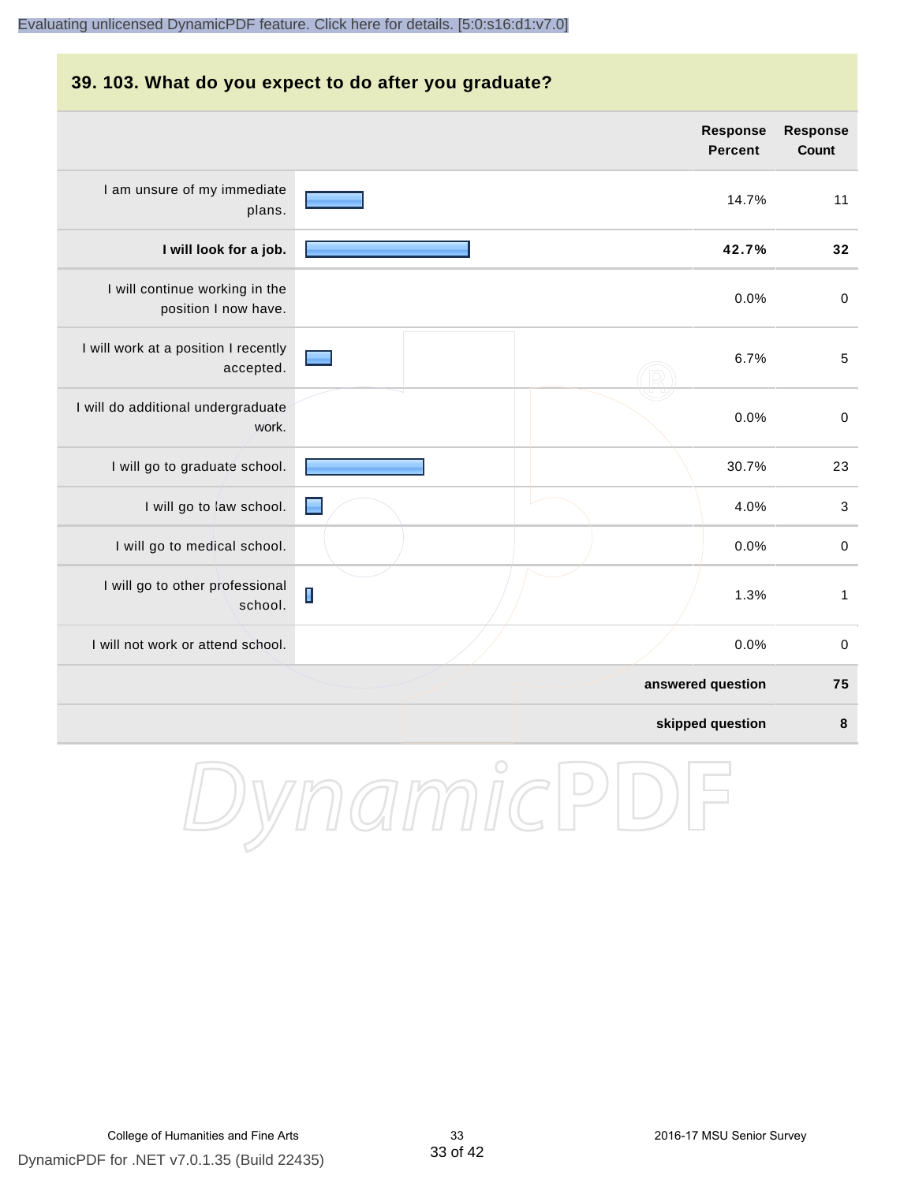## 39. 103. What do you expect to do after you graduate?

| | Response Percent | Response Count |
|---|---|---|
| I am unsure of my immediate plans. | 14.7% | 11 |
| **I will look for a job.** | **42.7%** | **32** |
| I will continue working in the position I now have. | 0.0% | 0 |
| I will work at a position I recently accepted. | 6.7% | 5 |
| I will do additional undergraduate work. | 0.0% | 0 |
| I will go to graduate school. | 30.7% | 23 |
| I will go to law school. | 4.0% | 3 |
| I will go to medical school. | 0.0% | 0 |
| I will go to other professional school. | 1.3% | 1 |
| I will not work or attend school. | 0.0% | 0 |
| | **answered question** | **75** |
| | **skipped question** | **8** |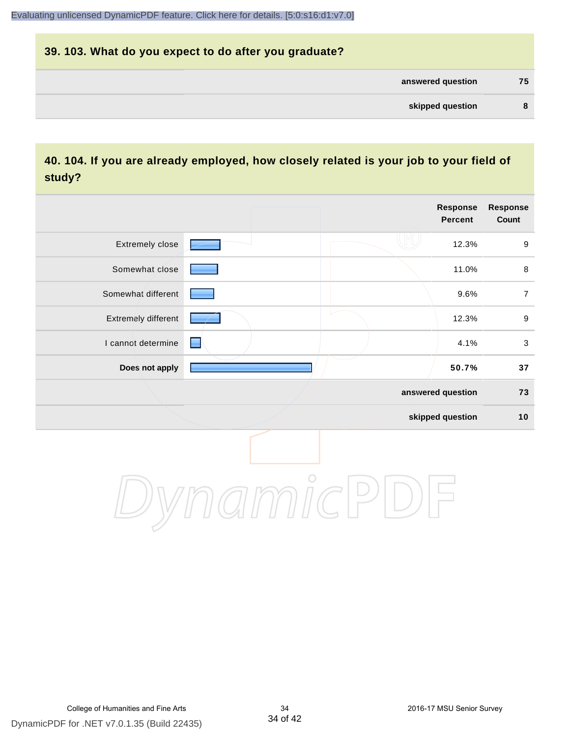## 39. 103. What do you expect to do after you graduate?

| | |
|---|---|
| **answered question** | **75** |
| **skipped question** | **8** |

## 40. 104. If you are already employed, how closely related is your job to your field of study?

| | Response Percent | Response Count |
|---|---|---|
| Extremely close | 12.3% | 9 |
| Somewhat close | 11.0% | 8 |
| Somewhat different | 9.6% | 7 |
| Extremely different | 12.3% | 9 |
| I cannot determine | 4.1% | 3 |
| **Does not apply** | **50.7%** | **37** |
| **answered question** | | **73** |
| **skipped question** | | **10** |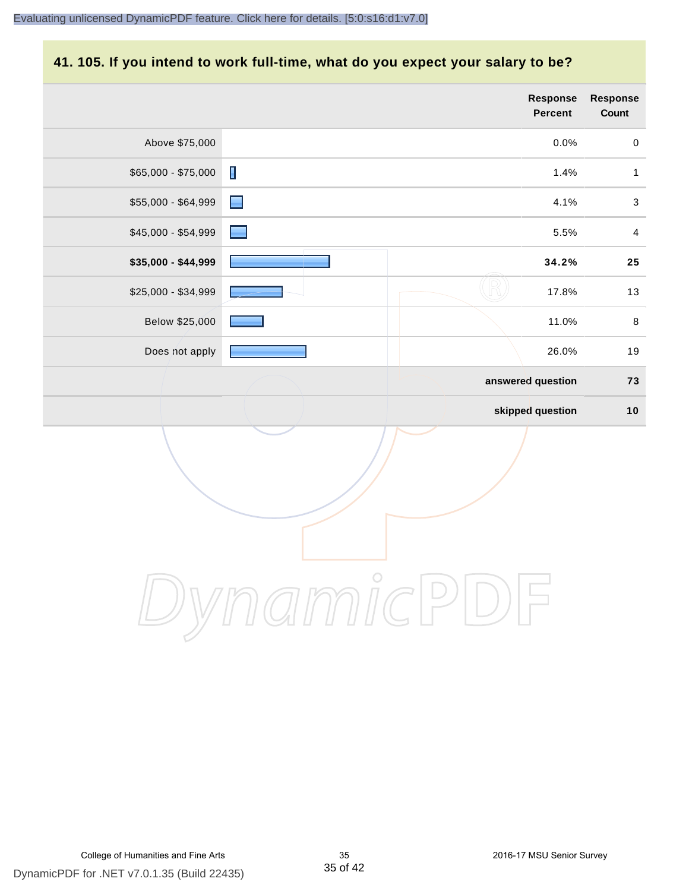## 41. 105. If you intend to work full-time, what do you expect your salary to be?

| | Response Percent | Response Count |
|---|---|---|
| Above $75,000 | 0.0% | 0 |
| $65,000 - $75,000 | 1.4% | 1 |
| $55,000 - $64,999 | 4.1% | 3 |
| $45,000 - $54,999 | 5.5% | 4 |
| **$35,000 - $44,999** | **34.2%** | **25** |
| $25,000 - $34,999 | 17.8% | 13 |
| Below $25,000 | 11.0% | 8 |
| Does not apply | 26.0% | 19 |
| | **answered question** | **73** |
| | **skipped question** | **10** |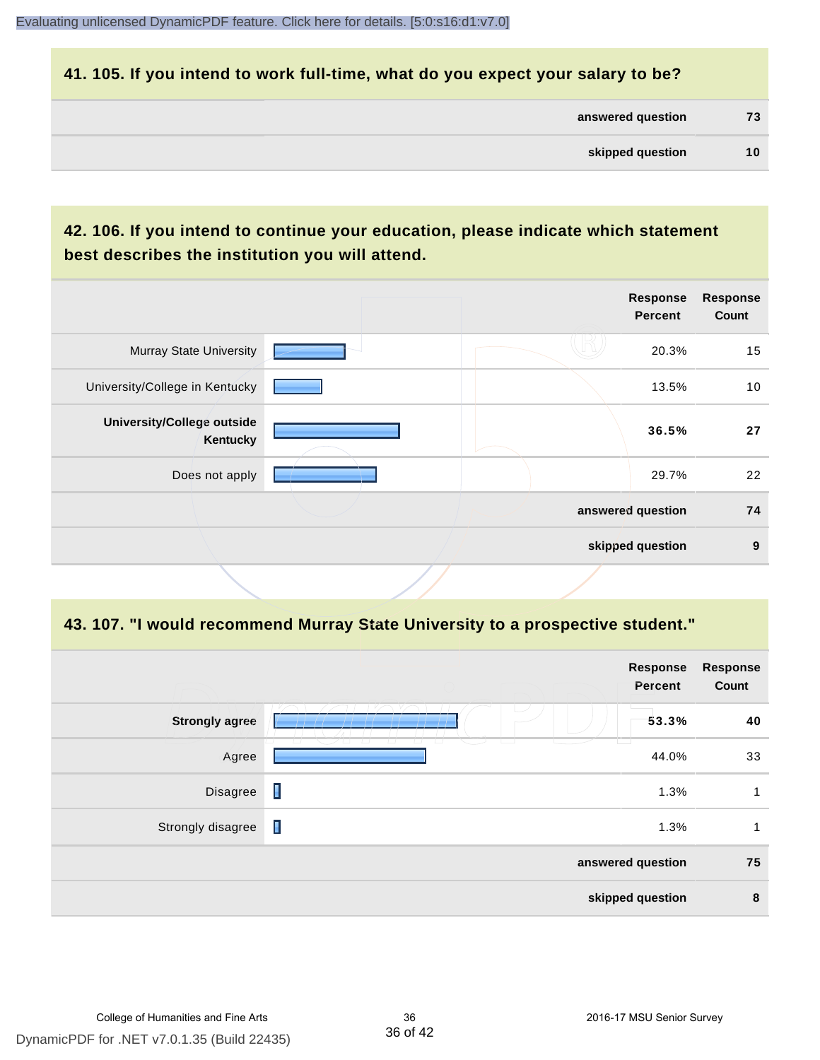## 41. 105. If you intend to work full-time, what do you expect your salary to be?

| | |
|---|---|
| answered question | 73 |
| skipped question | 10 |

## 42. 106. If you intend to continue your education, please indicate which statement best describes the institution you will attend.

| | Response Percent | Response Count |
|---|---|---|
| Murray State University | 20.3% | 15 |
| University/College in Kentucky | 13.5% | 10 |
| **University/College outside Kentucky** | **36.5%** | **27** |
| Does not apply | 29.7% | 22 |
| answered question | | 74 |
| skipped question | | 9 |

## 43. 107. "I would recommend Murray State University to a prospective student."

| | Response Percent | Response Count |
|---|---|---|
| **Strongly agree** | **53.3%** | **40** |
| Agree | 44.0% | 33 |
| Disagree | 1.3% | 1 |
| Strongly disagree | 1.3% | 1 |
| answered question | | 75 |
| skipped question | | 8 |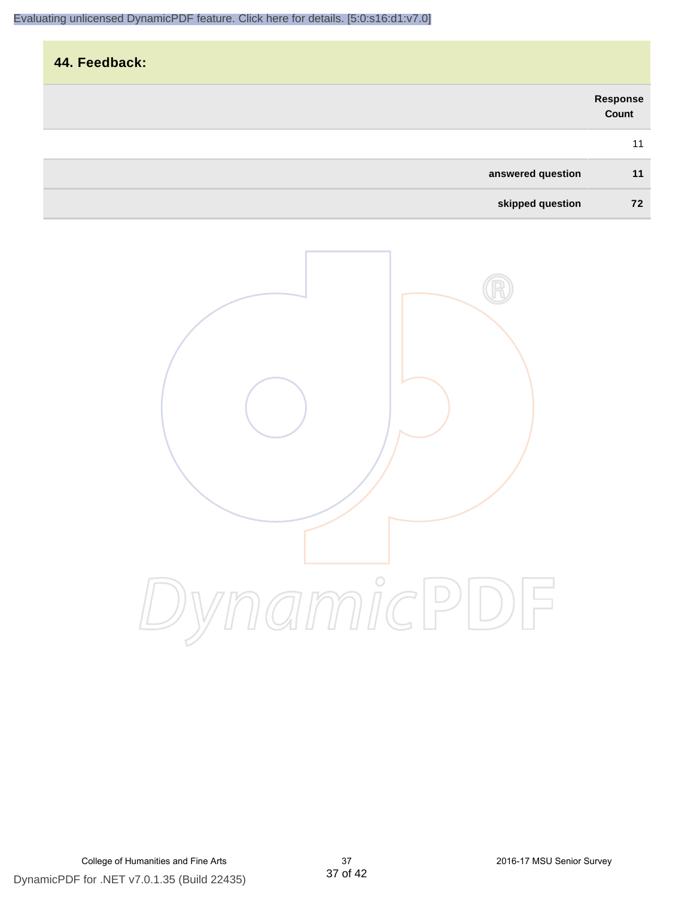## 44. Feedback:

| | Response Count |
|---|---|
| | 11 |
| **answered question** | **11** |
| **skipped question** | **72** |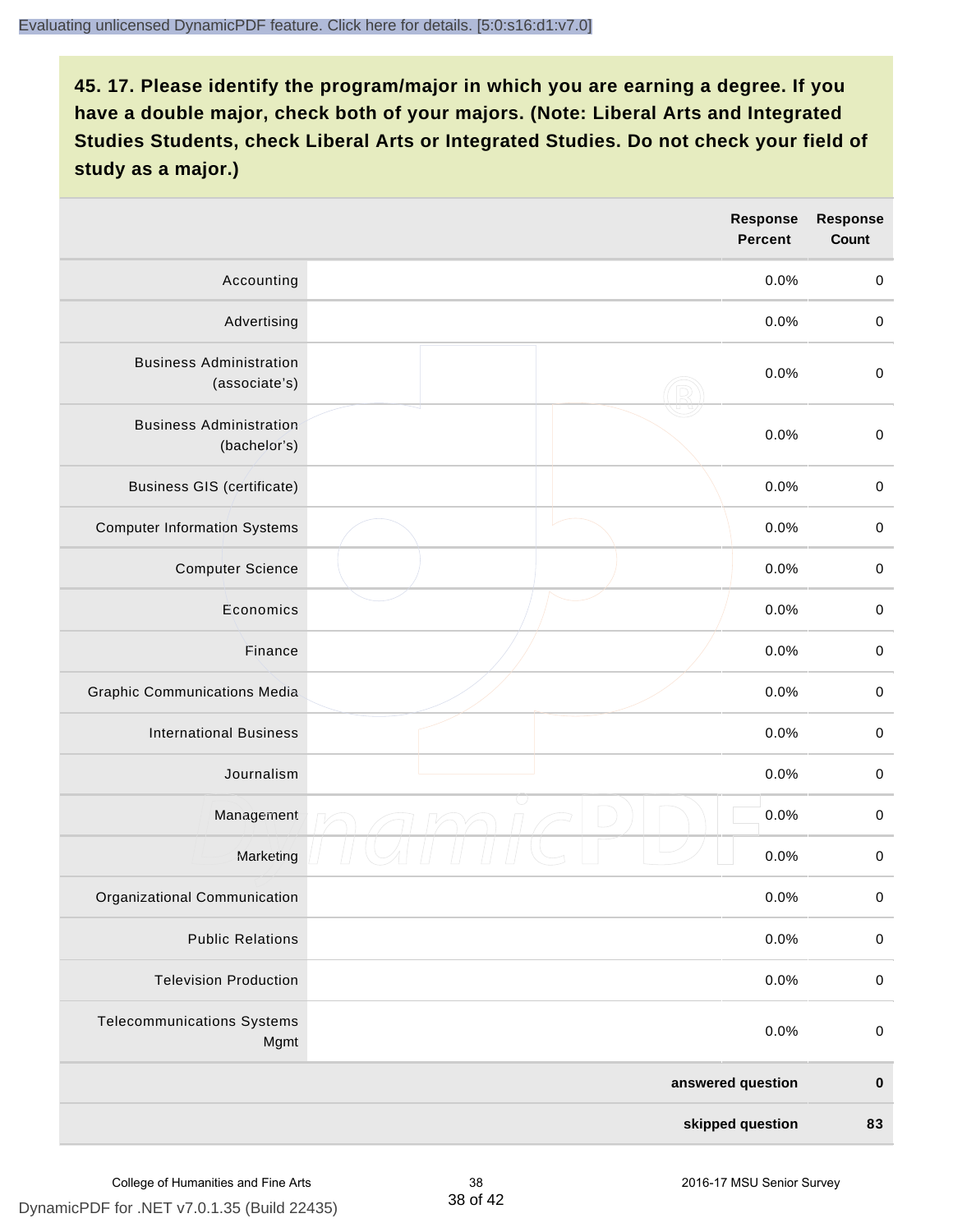## 45. 17. Please identify the program/major in which you are earning a degree. If you have a double major, check both of your majors. (Note: Liberal Arts and Integrated Studies Students, check Liberal Arts or Integrated Studies. Do not check your field of study as a major.)

| | | Response Percent | Response Count |
|---|---|---|---|
| Accounting | | 0.0% | 0 |
| Advertising | | 0.0% | 0 |
| Business Administration (associate's) | | 0.0% | 0 |
| Business Administration (bachelor's) | | 0.0% | 0 |
| Business GIS (certificate) | | 0.0% | 0 |
| Computer Information Systems | | 0.0% | 0 |
| Computer Science | | 0.0% | 0 |
| Economics | | 0.0% | 0 |
| Finance | | 0.0% | 0 |
| Graphic Communications Media | | 0.0% | 0 |
| International Business | | 0.0% | 0 |
| Journalism | | 0.0% | 0 |
| Management | | 0.0% | 0 |
| Marketing | | 0.0% | 0 |
| Organizational Communication | | 0.0% | 0 |
| Public Relations | | 0.0% | 0 |
| Television Production | | 0.0% | 0 |
| Telecommunications Systems Mgmt | | 0.0% | 0 |
| | | **answered question** | **0** |
| | | **skipped question** | **83** |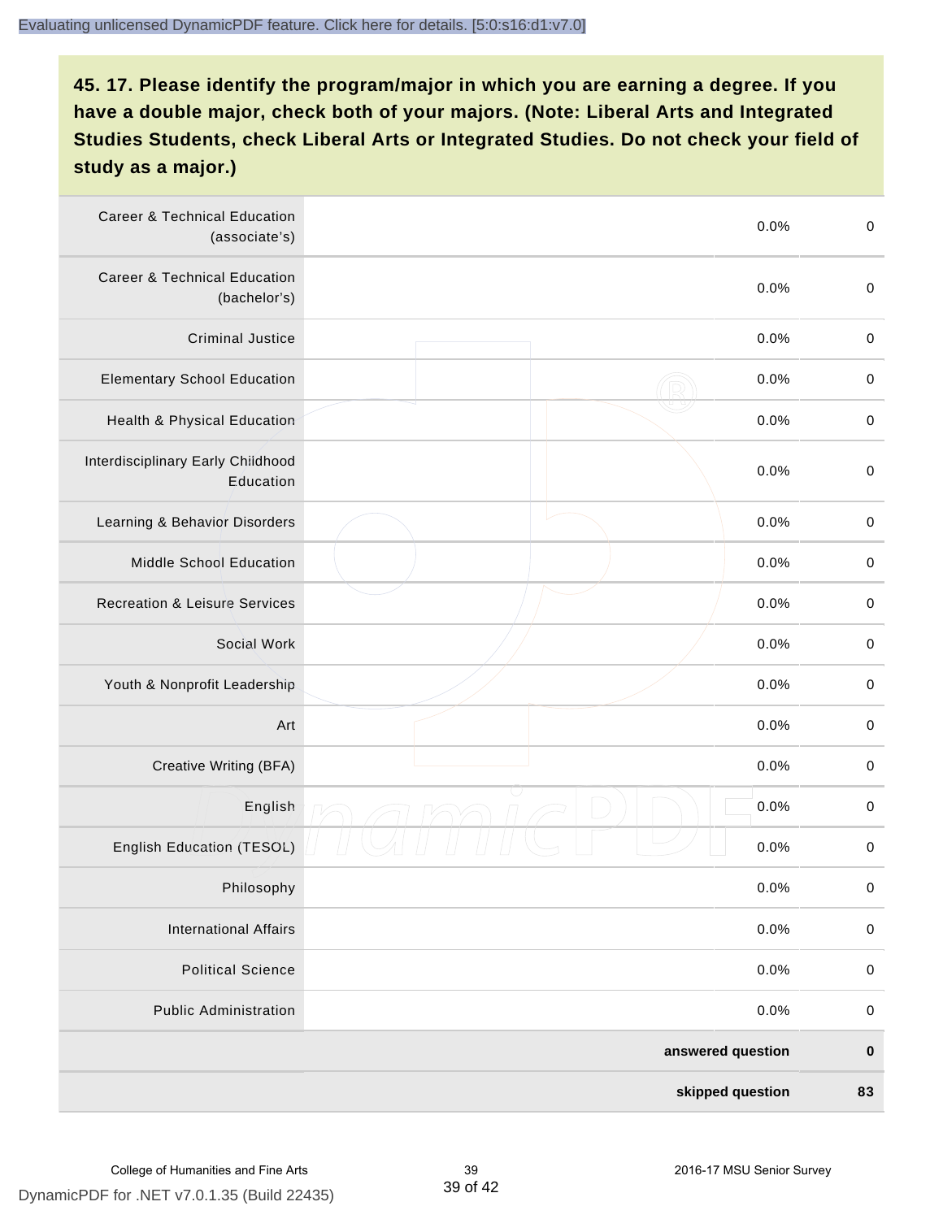#### 45. 17. Please identify the program/major in which you are earning a degree. If you have a double major, check both of your majors. (Note: Liberal Arts and Integrated Studies Students, check Liberal Arts or Integrated Studies. Do not check your field of study as a major.)

| | | | |
|---|---|---|---|
| Career & Technical Education (associate's) | | 0.0% | 0 |
| Career & Technical Education (bachelor's) | | 0.0% | 0 |
| Criminal Justice | | 0.0% | 0 |
| Elementary School Education | | 0.0% | 0 |
| Health & Physical Education | | 0.0% | 0 |
| Interdisciplinary Early Childhood Education | | 0.0% | 0 |
| Learning & Behavior Disorders | | 0.0% | 0 |
| Middle School Education | | 0.0% | 0 |
| Recreation & Leisure Services | | 0.0% | 0 |
| Social Work | | 0.0% | 0 |
| Youth & Nonprofit Leadership | | 0.0% | 0 |
| Art | | 0.0% | 0 |
| Creative Writing (BFA) | | 0.0% | 0 |
| English | | 0.0% | 0 |
| English Education (TESOL) | | 0.0% | 0 |
| Philosophy | | 0.0% | 0 |
| International Affairs | | 0.0% | 0 |
| Political Science | | 0.0% | 0 |
| Public Administration | | 0.0% | 0 |
| | | **answered question** | **0** |
| | | **skipped question** | **83** |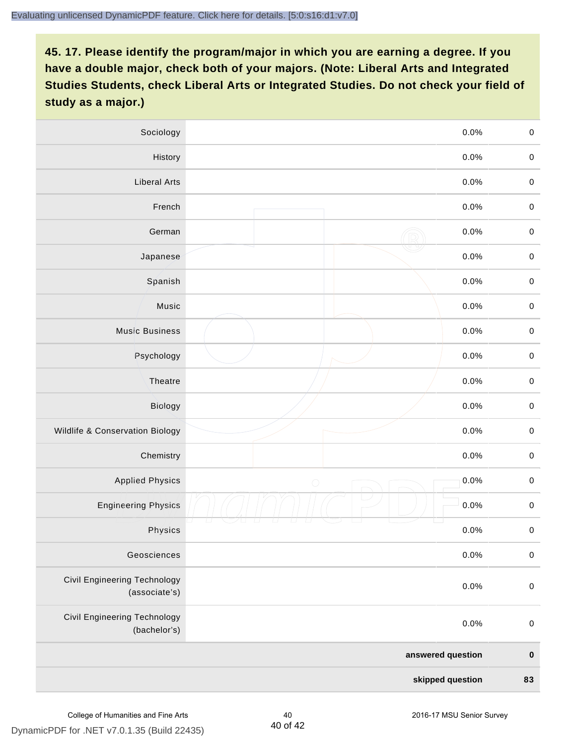**45. 17. Please identify the program/major in which you are earning a degree. If you have a double major, check both of your majors. (Note: Liberal Arts and Integrated Studies Students, check Liberal Arts or Integrated Studies. Do not check your field of study as a major.)**

| | | | |
|---|---|---|---|
| Sociology | | 0.0% | 0 |
| History | | 0.0% | 0 |
| Liberal Arts | | 0.0% | 0 |
| French | | 0.0% | 0 |
| German | | 0.0% | 0 |
| Japanese | | 0.0% | 0 |
| Spanish | | 0.0% | 0 |
| Music | | 0.0% | 0 |
| Music Business | | 0.0% | 0 |
| Psychology | | 0.0% | 0 |
| Theatre | | 0.0% | 0 |
| Biology | | 0.0% | 0 |
| Wildlife & Conservation Biology | | 0.0% | 0 |
| Chemistry | | 0.0% | 0 |
| Applied Physics | | 0.0% | 0 |
| Engineering Physics | | 0.0% | 0 |
| Physics | | 0.0% | 0 |
| Geosciences | | 0.0% | 0 |
| Civil Engineering Technology (associate's) | | 0.0% | 0 |
| Civil Engineering Technology (bachelor's) | | 0.0% | 0 |
| | | **answered question** | **0** |
| | | **skipped question** | **83** |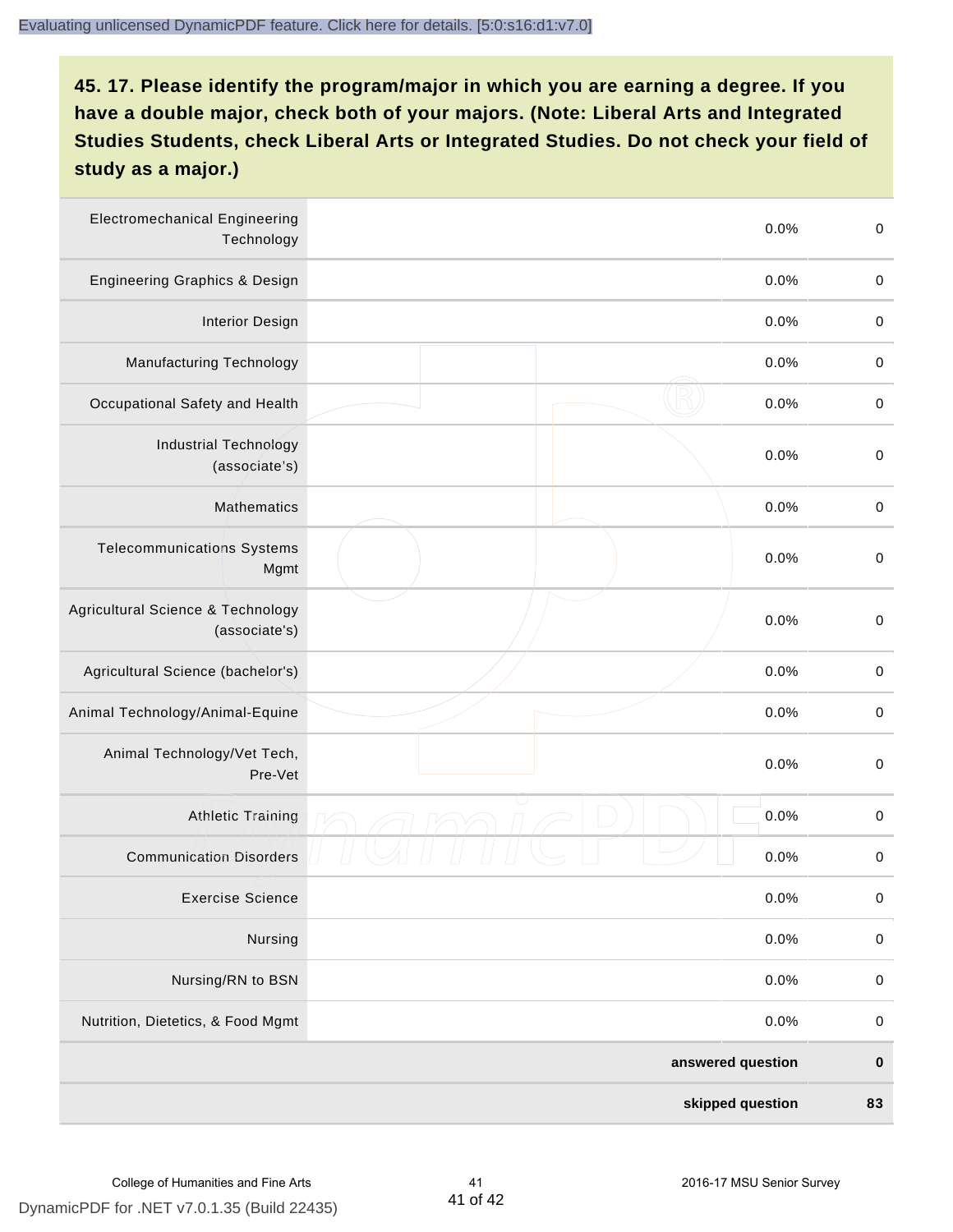## 45. 17. Please identify the program/major in which you are earning a degree. If you have a double major, check both of your majors. (Note: Liberal Arts and Integrated Studies Students, check Liberal Arts or Integrated Studies. Do not check your field of study as a major.)

| | | | |
|---|---|---|---|
| Electromechanical Engineering Technology | | 0.0% | 0 |
| Engineering Graphics & Design | | 0.0% | 0 |
| Interior Design | | 0.0% | 0 |
| Manufacturing Technology | | 0.0% | 0 |
| Occupational Safety and Health | | 0.0% | 0 |
| Industrial Technology (associate's) | | 0.0% | 0 |
| Mathematics | | 0.0% | 0 |
| Telecommunications Systems Mgmt | | 0.0% | 0 |
| Agricultural Science & Technology (associate's) | | 0.0% | 0 |
| Agricultural Science (bachelor's) | | 0.0% | 0 |
| Animal Technology/Animal-Equine | | 0.0% | 0 |
| Animal Technology/Vet Tech, Pre-Vet | | 0.0% | 0 |
| Athletic Training | | 0.0% | 0 |
| Communication Disorders | | 0.0% | 0 |
| Exercise Science | | 0.0% | 0 |
| Nursing | | 0.0% | 0 |
| Nursing/RN to BSN | | 0.0% | 0 |
| Nutrition, Dietetics, & Food Mgmt | | 0.0% | 0 |
| | | **answered question** | **0** |
| | | **skipped question** | **83** |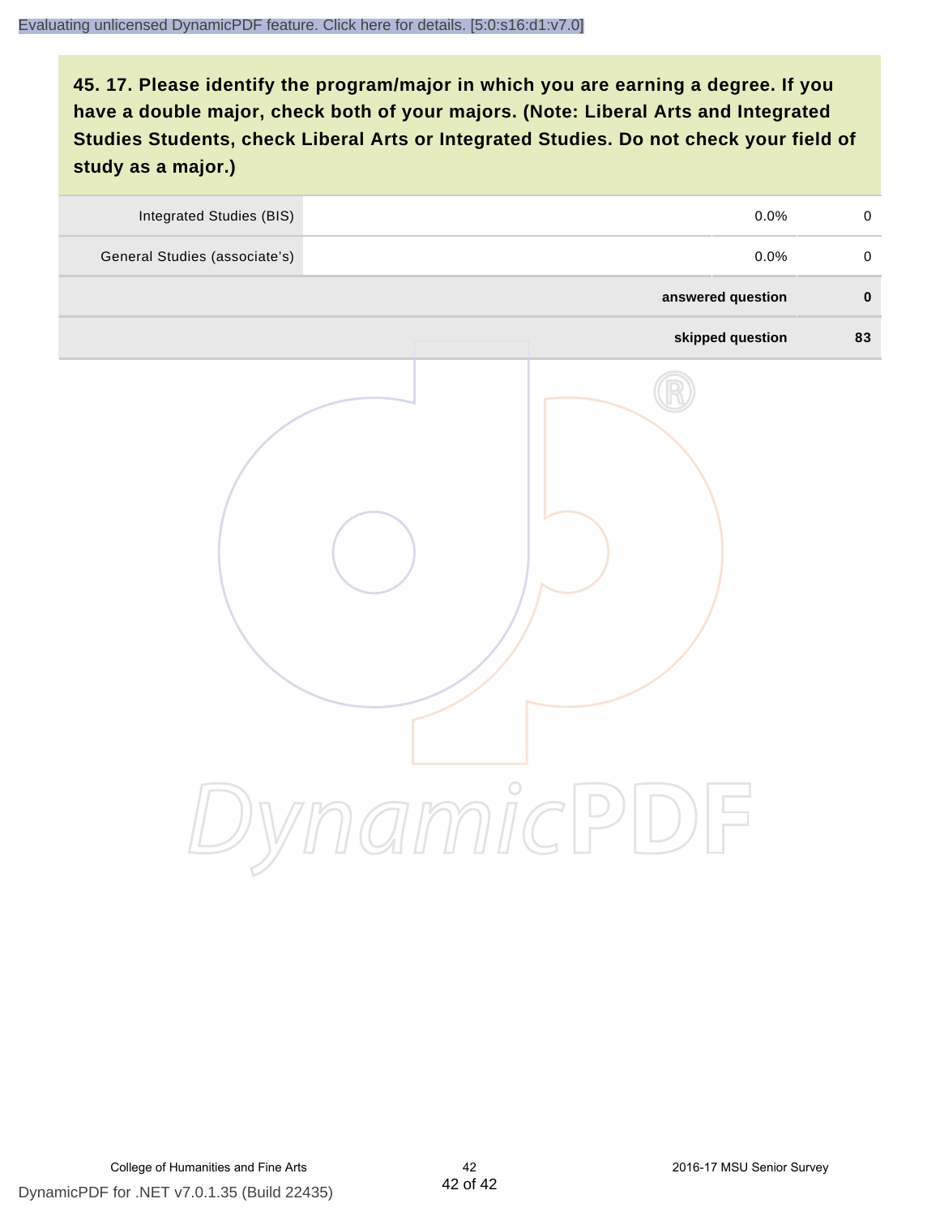**45. 17. Please identify the program/major in which you are earning a degree. If you have a double major, check both of your majors. (Note: Liberal Arts and Integrated Studies Students, check Liberal Arts or Integrated Studies. Do not check your field of study as a major.)**

| | | | |
|---|---|---|---|
| Integrated Studies (BIS) | | 0.0% | 0 |
| General Studies (associate's) | | 0.0% | 0 |
| | | **answered question** | **0** |
| | | **skipped question** | **83** |